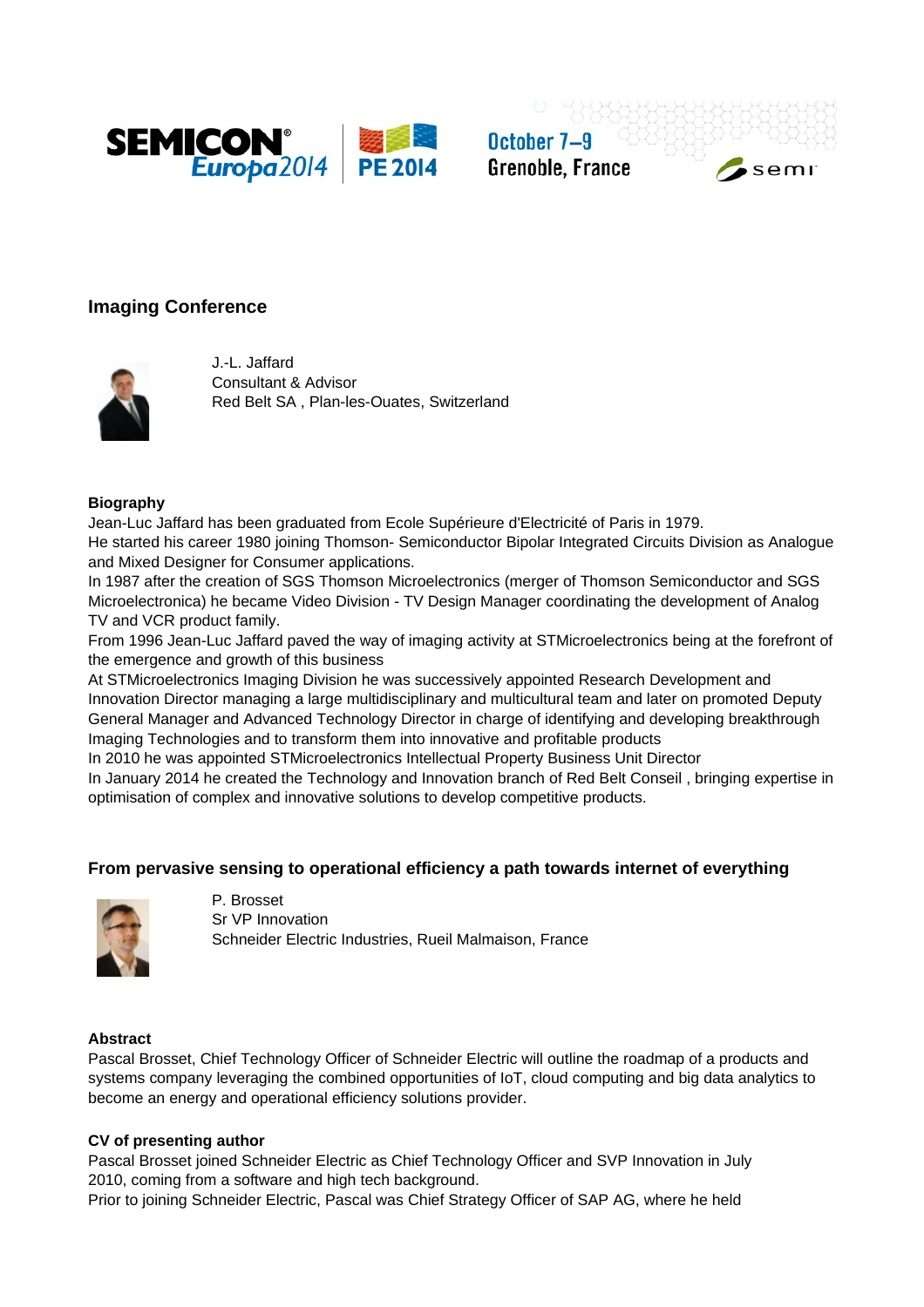## Imaging Conference

J.-L. Jaffard
Consultant & Advisor
Red Belt SA , Plan-les-Ouates, Switzerland

**Biography**

Jean-Luc Jaffard has been graduated from Ecole Supérieure d'Electricité of Paris in 1979.
He started his career 1980 joining Thomson- Semiconductor Bipolar Integrated Circuits Division as Analogue and Mixed Designer for Consumer applications.
In 1987 after the creation of SGS Thomson Microelectronics (merger of Thomson Semiconductor and SGS Microelectronica) he became Video Division - TV Design Manager coordinating the development of Analog TV and VCR product family.
From 1996 Jean-Luc Jaffard paved the way of imaging activity at STMicroelectronics being at the forefront of the emergence and growth of this business
At STMicroelectronics Imaging Division he was successively appointed Research Development and Innovation Director managing a large multidisciplinary and multicultural team and later on promoted Deputy General Manager and Advanced Technology Director in charge of identifying and developing breakthrough Imaging Technologies and to transform them into innovative and profitable products
In 2010 he was appointed STMicroelectronics Intellectual Property Business Unit Director
In January 2014 he created the Technology and Innovation branch of Red Belt Conseil , bringing expertise in optimisation of complex and innovative solutions to develop competitive products.

## From pervasive sensing to operational efficiency a path towards internet of everything

P. Brosset
Sr VP Innovation
Schneider Electric Industries, Rueil Malmaison, France

**Abstract**

Pascal Brosset, Chief Technology Officer of Schneider Electric will outline the roadmap of a products and systems company leveraging the combined opportunities of IoT, cloud computing and big data analytics to become an energy and operational efficiency solutions provider.

**CV of presenting author**

Pascal Brosset joined Schneider Electric as Chief Technology Officer and SVP Innovation in July 2010, coming from a software and high tech background.
Prior to joining Schneider Electric, Pascal was Chief Strategy Officer of SAP AG, where he held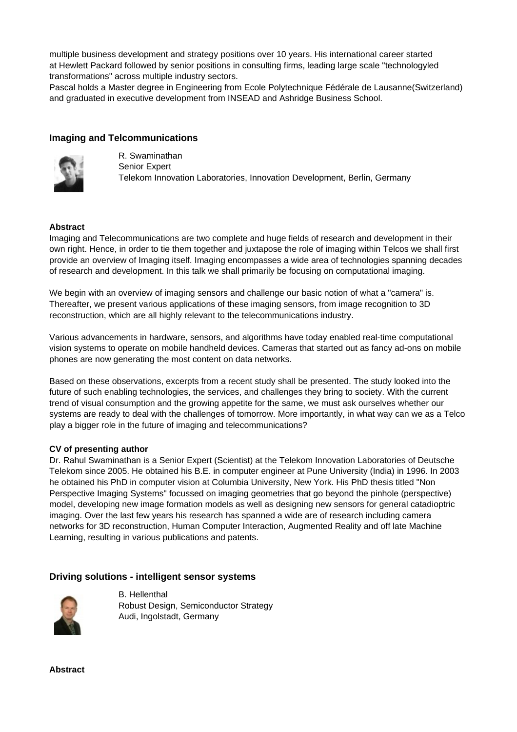multiple business development and strategy positions over 10 years. His international career started at Hewlett Packard followed by senior positions in consulting firms, leading large scale "technologyled transformations" across multiple industry sectors.
Pascal holds a Master degree in Engineering from Ecole Polytechnique Fédérale de Lausanne(Switzerland) and graduated in executive development from INSEAD and Ashridge Business School.

### Imaging and Telcommunications

R. Swaminathan
Senior Expert
Telekom Innovation Laboratories, Innovation Development, Berlin, Germany

**Abstract**

Imaging and Telecommunications are two complete and huge fields of research and development in their own right. Hence, in order to tie them together and juxtapose the role of imaging within Telcos we shall first provide an overview of Imaging itself. Imaging encompasses a wide area of technologies spanning decades of research and development. In this talk we shall primarily be focusing on computational imaging.

We begin with an overview of imaging sensors and challenge our basic notion of what a "camera" is. Thereafter, we present various applications of these imaging sensors, from image recognition to 3D reconstruction, which are all highly relevant to the telecommunications industry.

Various advancements in hardware, sensors, and algorithms have today enabled real-time computational vision systems to operate on mobile handheld devices. Cameras that started out as fancy ad-ons on mobile phones are now generating the most content on data networks.

Based on these observations, excerpts from a recent study shall be presented. The study looked into the future of such enabling technologies, the services, and challenges they bring to society. With the current trend of visual consumption and the growing appetite for the same, we must ask ourselves whether our systems are ready to deal with the challenges of tomorrow. More importantly, in what way can we as a Telco play a bigger role in the future of imaging and telecommunications?

**CV of presenting author**

Dr. Rahul Swaminathan is a Senior Expert (Scientist) at the Telekom Innovation Laboratories of Deutsche Telekom since 2005. He obtained his B.E. in computer engineer at Pune University (India) in 1996. In 2003 he obtained his PhD in computer vision at Columbia University, New York. His PhD thesis titled "Non Perspective Imaging Systems" focussed on imaging geometries that go beyond the pinhole (perspective) model, developing new image formation models as well as designing new sensors for general catadioptric imaging. Over the last few years his research has spanned a wide are of research including camera networks for 3D reconstruction, Human Computer Interaction, Augmented Reality and off late Machine Learning, resulting in various publications and patents.

### Driving solutions - intelligent sensor systems

B. Hellenthal
Robust Design, Semiconductor Strategy
Audi, Ingolstadt, Germany

**Abstract**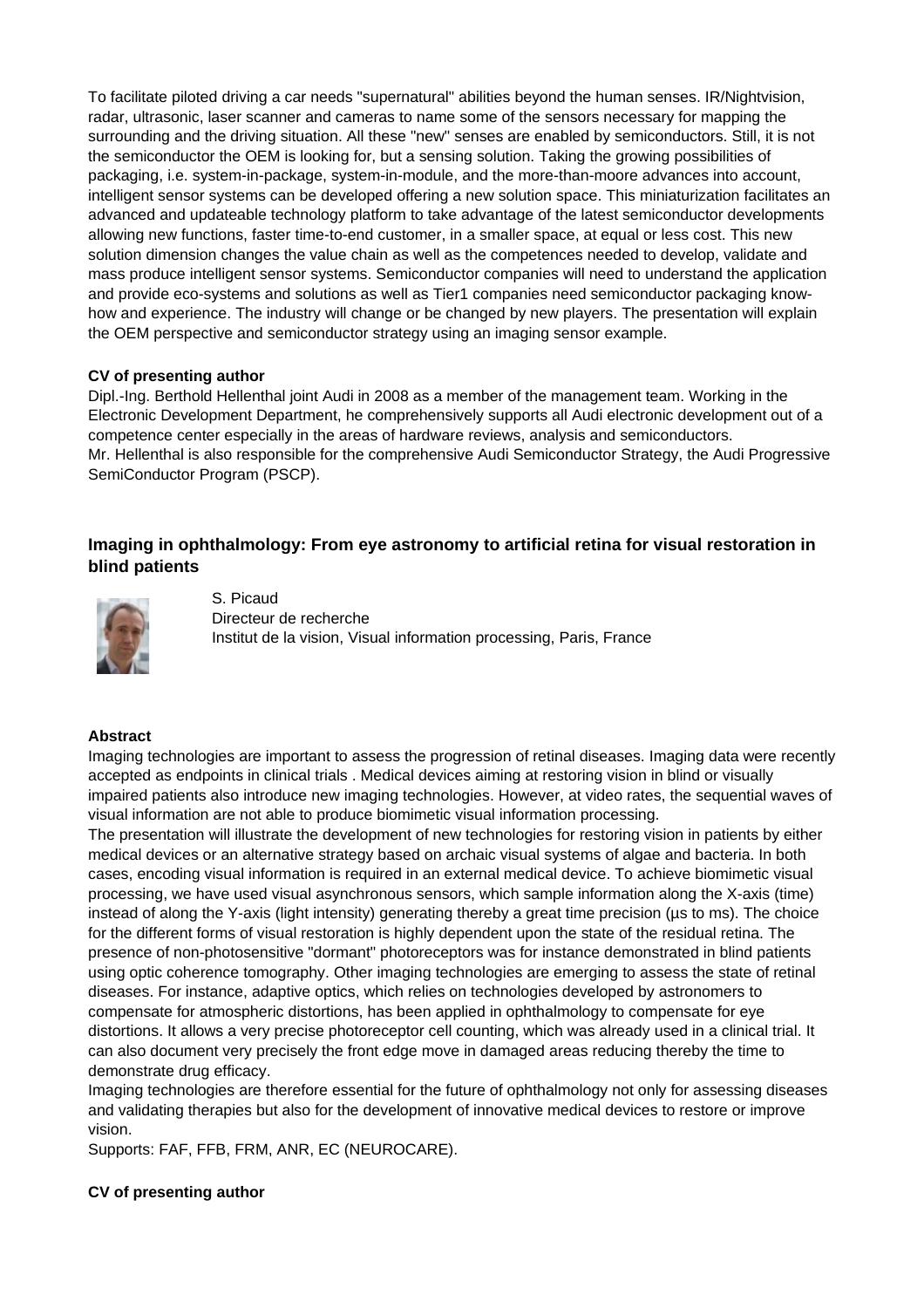To facilitate piloted driving a car needs "supernatural" abilities beyond the human senses. IR/Nightvision, radar, ultrasonic, laser scanner and cameras to name some of the sensors necessary for mapping the surrounding and the driving situation. All these "new" senses are enabled by semiconductors. Still, it is not the semiconductor the OEM is looking for, but a sensing solution. Taking the growing possibilities of packaging, i.e. system-in-package, system-in-module, and the more-than-moore advances into account, intelligent sensor systems can be developed offering a new solution space. This miniaturization facilitates an advanced and updateable technology platform to take advantage of the latest semiconductor developments allowing new functions, faster time-to-end customer, in a smaller space, at equal or less cost. This new solution dimension changes the value chain as well as the competences needed to develop, validate and mass produce intelligent sensor systems. Semiconductor companies will need to understand the application and provide eco-systems and solutions as well as Tier1 companies need semiconductor packaging know-how and experience. The industry will change or be changed by new players. The presentation will explain the OEM perspective and semiconductor strategy using an imaging sensor example.

**CV of presenting author**

Dipl.-Ing. Berthold Hellenthal joint Audi in 2008 as a member of the management team. Working in the Electronic Development Department, he comprehensively supports all Audi electronic development out of a competence center especially in the areas of hardware reviews, analysis and semiconductors.
Mr. Hellenthal is also responsible for the comprehensive Audi Semiconductor Strategy, the Audi Progressive SemiConductor Program (PSCP).

## Imaging in ophthalmology: From eye astronomy to artificial retina for visual restoration in blind patients

S. Picaud
Directeur de recherche
Institut de la vision, Visual information processing, Paris, France

**Abstract**

Imaging technologies are important to assess the progression of retinal diseases. Imaging data were recently accepted as endpoints in clinical trials . Medical devices aiming at restoring vision in blind or visually impaired patients also introduce new imaging technologies. However, at video rates, the sequential waves of visual information are not able to produce biomimetic visual information processing.

The presentation will illustrate the development of new technologies for restoring vision in patients by either medical devices or an alternative strategy based on archaic visual systems of algae and bacteria. In both cases, encoding visual information is required in an external medical device. To achieve biomimetic visual processing, we have used visual asynchronous sensors, which sample information along the X-axis (time) instead of along the Y-axis (light intensity) generating thereby a great time precision (µs to ms). The choice for the different forms of visual restoration is highly dependent upon the state of the residual retina. The presence of non-photosensitive "dormant" photoreceptors was for instance demonstrated in blind patients using optic coherence tomography. Other imaging technologies are emerging to assess the state of retinal diseases. For instance, adaptive optics, which relies on technologies developed by astronomers to compensate for atmospheric distortions, has been applied in ophthalmology to compensate for eye distortions. It allows a very precise photoreceptor cell counting, which was already used in a clinical trial. It can also document very precisely the front edge move in damaged areas reducing thereby the time to demonstrate drug efficacy.

Imaging technologies are therefore essential for the future of ophthalmology not only for assessing diseases and validating therapies but also for the development of innovative medical devices to restore or improve vision.

Supports: FAF, FFB, FRM, ANR, EC (NEUROCARE).

**CV of presenting author**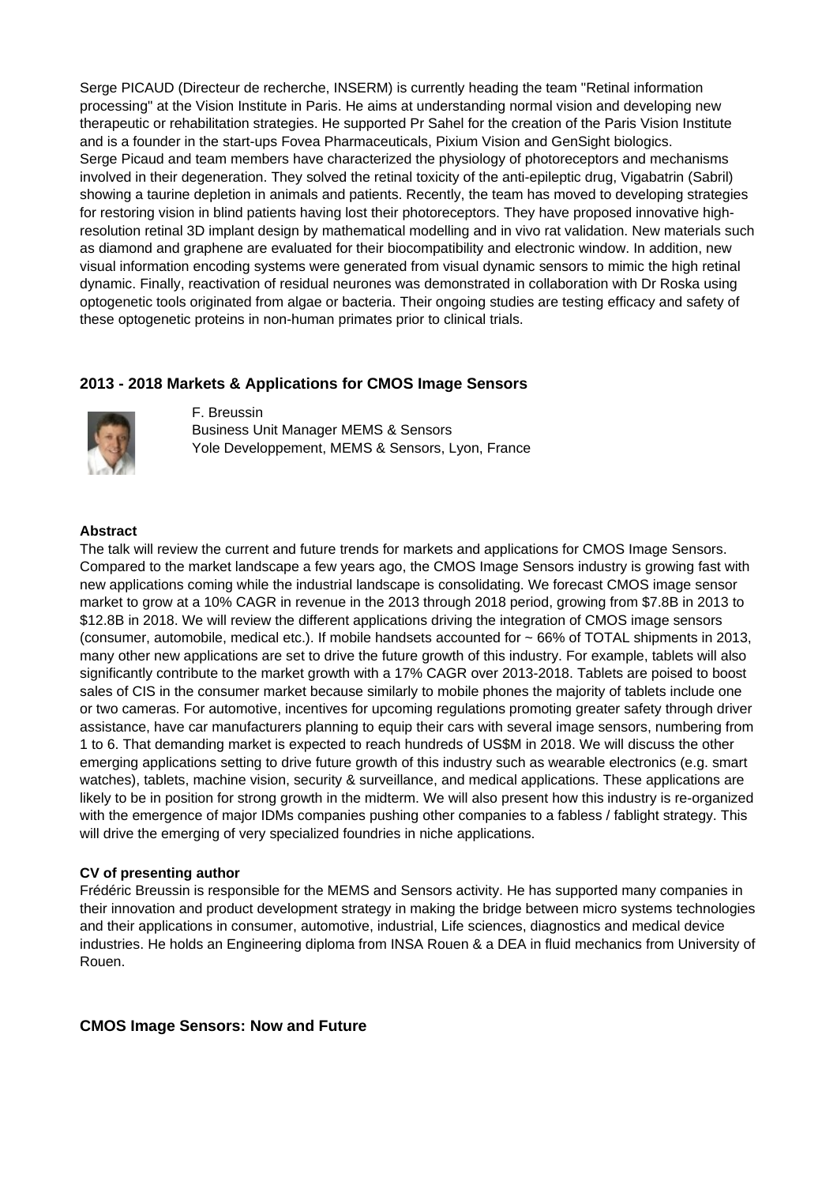Serge PICAUD (Directeur de recherche, INSERM) is currently heading the team "Retinal information processing" at the Vision Institute in Paris. He aims at understanding normal vision and developing new therapeutic or rehabilitation strategies. He supported Pr Sahel for the creation of the Paris Vision Institute and is a founder in the start-ups Fovea Pharmaceuticals, Pixium Vision and GenSight biologics. Serge Picaud and team members have characterized the physiology of photoreceptors and mechanisms involved in their degeneration. They solved the retinal toxicity of the anti-epileptic drug, Vigabatrin (Sabril) showing a taurine depletion in animals and patients. Recently, the team has moved to developing strategies for restoring vision in blind patients having lost their photoreceptors. They have proposed innovative high-resolution retinal 3D implant design by mathematical modelling and in vivo rat validation. New materials such as diamond and graphene are evaluated for their biocompatibility and electronic window. In addition, new visual information encoding systems were generated from visual dynamic sensors to mimic the high retinal dynamic. Finally, reactivation of residual neurones was demonstrated in collaboration with Dr Roska using optogenetic tools originated from algae or bacteria. Their ongoing studies are testing efficacy and safety of these optogenetic proteins in non-human primates prior to clinical trials.

## 2013 - 2018 Markets & Applications for CMOS Image Sensors

F. Breussin
Business Unit Manager MEMS & Sensors
Yole Developpement, MEMS & Sensors, Lyon, France

**Abstract**

The talk will review the current and future trends for markets and applications for CMOS Image Sensors. Compared to the market landscape a few years ago, the CMOS Image Sensors industry is growing fast with new applications coming while the industrial landscape is consolidating. We forecast CMOS image sensor market to grow at a 10% CAGR in revenue in the 2013 through 2018 period, growing from $7.8B in 2013 to $12.8B in 2018. We will review the different applications driving the integration of CMOS image sensors (consumer, automobile, medical etc.). If mobile handsets accounted for ~ 66% of TOTAL shipments in 2013, many other new applications are set to drive the future growth of this industry. For example, tablets will also significantly contribute to the market growth with a 17% CAGR over 2013-2018. Tablets are poised to boost sales of CIS in the consumer market because similarly to mobile phones the majority of tablets include one or two cameras. For automotive, incentives for upcoming regulations promoting greater safety through driver assistance, have car manufacturers planning to equip their cars with several image sensors, numbering from 1 to 6. That demanding market is expected to reach hundreds of US$M in 2018. We will discuss the other emerging applications setting to drive future growth of this industry such as wearable electronics (e.g. smart watches), tablets, machine vision, security & surveillance, and medical applications. These applications are likely to be in position for strong growth in the midterm. We will also present how this industry is re-organized with the emergence of major IDMs companies pushing other companies to a fabless / fablight strategy. This will drive the emerging of very specialized foundries in niche applications.

**CV of presenting author**

Frédéric Breussin is responsible for the MEMS and Sensors activity. He has supported many companies in their innovation and product development strategy in making the bridge between micro systems technologies and their applications in consumer, automotive, industrial, Life sciences, diagnostics and medical device industries. He holds an Engineering diploma from INSA Rouen & a DEA in fluid mechanics from University of Rouen.

## CMOS Image Sensors: Now and Future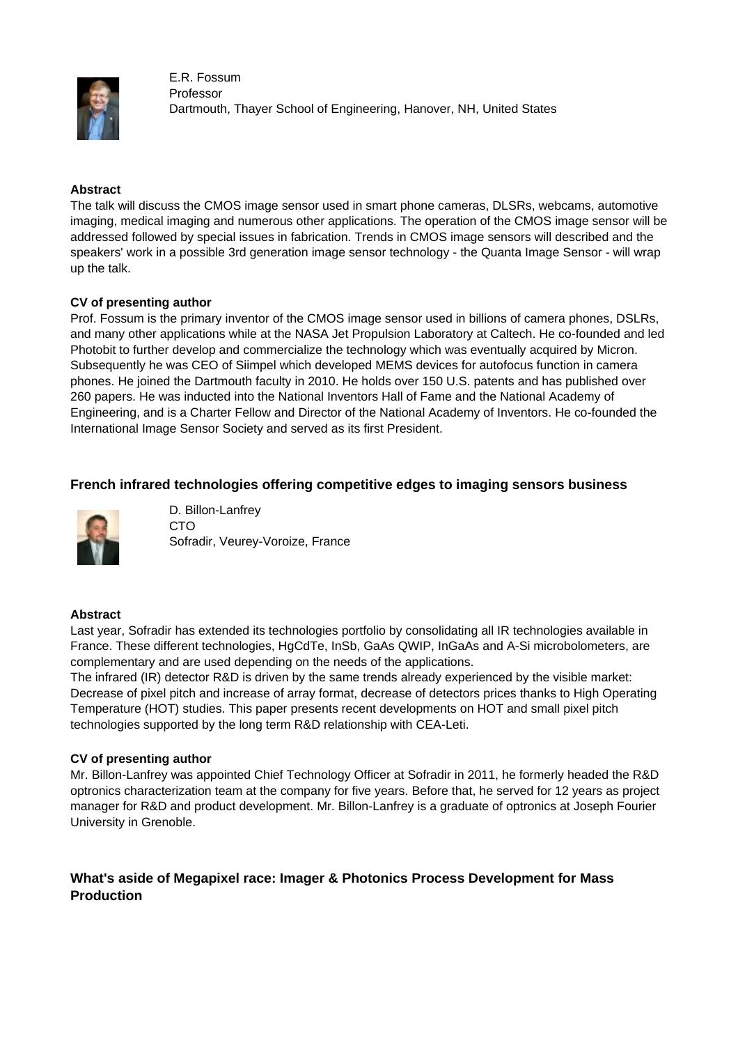E.R. Fossum
Professor
Dartmouth, Thayer School of Engineering, Hanover, NH, United States

**Abstract**

The talk will discuss the CMOS image sensor used in smart phone cameras, DLSRs, webcams, automotive imaging, medical imaging and numerous other applications. The operation of the CMOS image sensor will be addressed followed by special issues in fabrication. Trends in CMOS image sensors will described and the speakers' work in a possible 3rd generation image sensor technology - the Quanta Image Sensor - will wrap up the talk.

**CV of presenting author**

Prof. Fossum is the primary inventor of the CMOS image sensor used in billions of camera phones, DSLRs, and many other applications while at the NASA Jet Propulsion Laboratory at Caltech. He co-founded and led Photobit to further develop and commercialize the technology which was eventually acquired by Micron. Subsequently he was CEO of Siimpel which developed MEMS devices for autofocus function in camera phones. He joined the Dartmouth faculty in 2010. He holds over 150 U.S. patents and has published over 260 papers. He was inducted into the National Inventors Hall of Fame and the National Academy of Engineering, and is a Charter Fellow and Director of the National Academy of Inventors. He co-founded the International Image Sensor Society and served as its first President.

### French infrared technologies offering competitive edges to imaging sensors business

D. Billon-Lanfrey
CTO
Sofradir, Veurey-Voroize, France

**Abstract**

Last year, Sofradir has extended its technologies portfolio by consolidating all IR technologies available in France. These different technologies, HgCdTe, InSb, GaAs QWIP, InGaAs and A-Si microbolometers, are complementary and are used depending on the needs of the applications.
The infrared (IR) detector R&D is driven by the same trends already experienced by the visible market: Decrease of pixel pitch and increase of array format, decrease of detectors prices thanks to High Operating Temperature (HOT) studies. This paper presents recent developments on HOT and small pixel pitch technologies supported by the long term R&D relationship with CEA-Leti.

**CV of presenting author**

Mr. Billon-Lanfrey was appointed Chief Technology Officer at Sofradir in 2011, he formerly headed the R&D optronics characterization team at the company for five years. Before that, he served for 12 years as project manager for R&D and product development. Mr. Billon-Lanfrey is a graduate of optronics at Joseph Fourier University in Grenoble.

### What's aside of Megapixel race: Imager & Photonics Process Development for Mass Production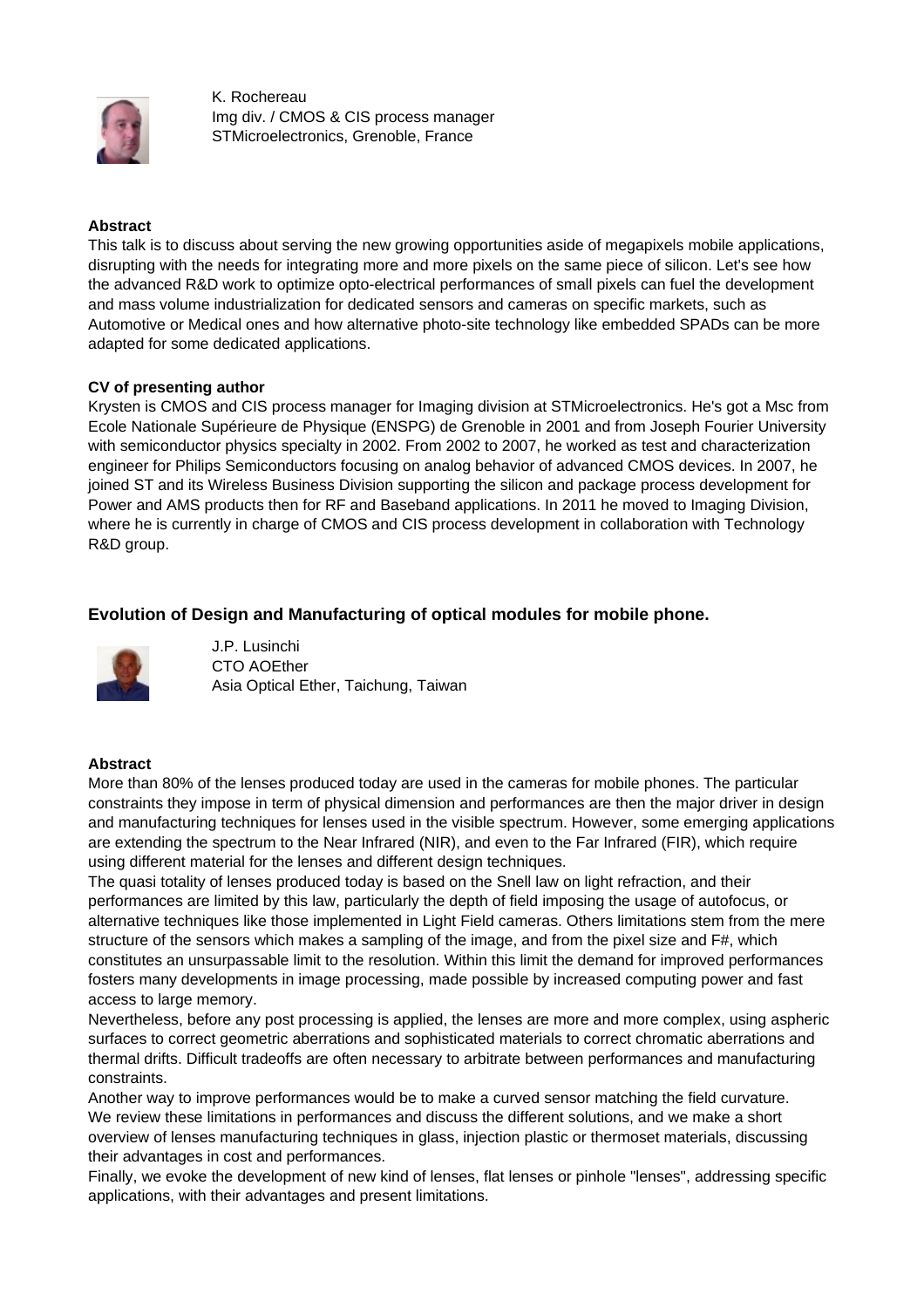K. Rochereau
Img div. / CMOS & CIS process manager
STMicroelectronics, Grenoble, France

**Abstract**

This talk is to discuss about serving the new growing opportunities aside of megapixels mobile applications, disrupting with the needs for integrating more and more pixels on the same piece of silicon. Let's see how the advanced R&D work to optimize opto-electrical performances of small pixels can fuel the development and mass volume industrialization for dedicated sensors and cameras on specific markets, such as Automotive or Medical ones and how alternative photo-site technology like embedded SPADs can be more adapted for some dedicated applications.

**CV of presenting author**

Krysten is CMOS and CIS process manager for Imaging division at STMicroelectronics. He's got a Msc from Ecole Nationale Supérieure de Physique (ENSPG) de Grenoble in 2001 and from Joseph Fourier University with semiconductor physics specialty in 2002. From 2002 to 2007, he worked as test and characterization engineer for Philips Semiconductors focusing on analog behavior of advanced CMOS devices. In 2007, he joined ST and its Wireless Business Division supporting the silicon and package process development for Power and AMS products then for RF and Baseband applications. In 2011 he moved to Imaging Division, where he is currently in charge of CMOS and CIS process development in collaboration with Technology R&D group.

### Evolution of Design and Manufacturing of optical modules for mobile phone.

J.P. Lusinchi
CTO AOEther
Asia Optical Ether, Taichung, Taiwan

**Abstract**

More than 80% of the lenses produced today are used in the cameras for mobile phones. The particular constraints they impose in term of physical dimension and performances are then the major driver in design and manufacturing techniques for lenses used in the visible spectrum. However, some emerging applications are extending the spectrum to the Near Infrared (NIR), and even to the Far Infrared (FIR), which require using different material for the lenses and different design techniques.

The quasi totality of lenses produced today is based on the Snell law on light refraction, and their performances are limited by this law, particularly the depth of field imposing the usage of autofocus, or alternative techniques like those implemented in Light Field cameras. Others limitations stem from the mere structure of the sensors which makes a sampling of the image, and from the pixel size and F#, which constitutes an unsurpassable limit to the resolution. Within this limit the demand for improved performances fosters many developments in image processing, made possible by increased computing power and fast access to large memory.

Nevertheless, before any post processing is applied, the lenses are more and more complex, using aspheric surfaces to correct geometric aberrations and sophisticated materials to correct chromatic aberrations and thermal drifts. Difficult tradeoffs are often necessary to arbitrate between performances and manufacturing constraints.

Another way to improve performances would be to make a curved sensor matching the field curvature.

We review these limitations in performances and discuss the different solutions, and we make a short overview of lenses manufacturing techniques in glass, injection plastic or thermoset materials, discussing their advantages in cost and performances.

Finally, we evoke the development of new kind of lenses, flat lenses or pinhole "lenses", addressing specific applications, with their advantages and present limitations.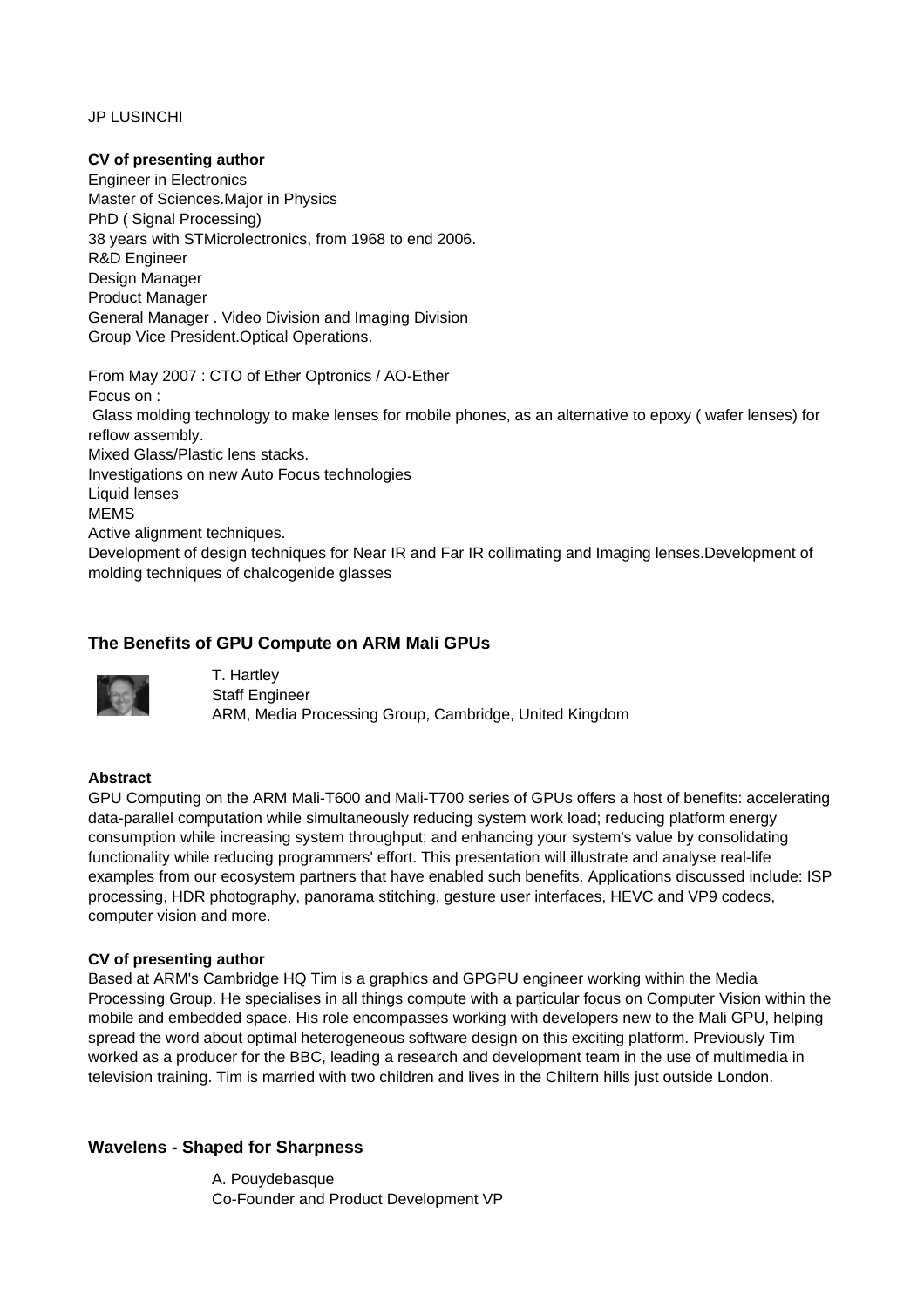JP LUSINCHI

**CV of presenting author**

Engineer in Electronics
Master of Sciences.Major in Physics
PhD ( Signal Processing)
38 years with STMicroelectronics, from 1968 to end 2006.
R&D Engineer
Design Manager
Product Manager
General Manager . Video Division and Imaging Division
Group Vice President.Optical Operations.

From May 2007 : CTO of Ether Optronics / AO-Ether
Focus on :
Glass molding technology to make lenses for mobile phones, as an alternative to epoxy ( wafer lenses) for reflow assembly.
Mixed Glass/Plastic lens stacks.
Investigations on new Auto Focus technologies
Liquid lenses
MEMS
Active alignment techniques.
Development of design techniques for Near IR and Far IR collimating and Imaging lenses.Development of molding techniques of chalcogenide glasses

## The Benefits of GPU Compute on ARM Mali GPUs

T. Hartley
Staff Engineer
ARM, Media Processing Group, Cambridge, United Kingdom

**Abstract**

GPU Computing on the ARM Mali-T600 and Mali-T700 series of GPUs offers a host of benefits: accelerating data-parallel computation while simultaneously reducing system work load; reducing platform energy consumption while increasing system throughput; and enhancing your system's value by consolidating functionality while reducing programmers' effort. This presentation will illustrate and analyse real-life examples from our ecosystem partners that have enabled such benefits. Applications discussed include: ISP processing, HDR photography, panorama stitching, gesture user interfaces, HEVC and VP9 codecs, computer vision and more.

**CV of presenting author**

Based at ARM's Cambridge HQ Tim is a graphics and GPGPU engineer working within the Media Processing Group. He specialises in all things compute with a particular focus on Computer Vision within the mobile and embedded space. His role encompasses working with developers new to the Mali GPU, helping spread the word about optimal heterogeneous software design on this exciting platform. Previously Tim worked as a producer for the BBC, leading a research and development team in the use of multimedia in television training. Tim is married with two children and lives in the Chiltern hills just outside London.

## Wavelens - Shaped for Sharpness

A. Pouydebasque
Co-Founder and Product Development VP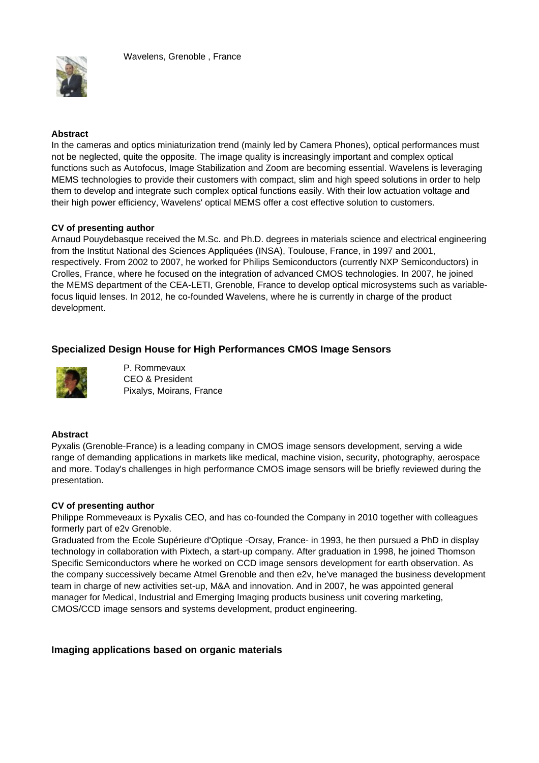Wavelens, Grenoble , France

**Abstract**

In the cameras and optics miniaturization trend (mainly led by Camera Phones), optical performances must not be neglected, quite the opposite. The image quality is increasingly important and complex optical functions such as Autofocus, Image Stabilization and Zoom are becoming essential. Wavelens is leveraging MEMS technologies to provide their customers with compact, slim and high speed solutions in order to help them to develop and integrate such complex optical functions easily. With their low actuation voltage and their high power efficiency, Wavelens' optical MEMS offer a cost effective solution to customers.

**CV of presenting author**

Arnaud Pouydebasque received the M.Sc. and Ph.D. degrees in materials science and electrical engineering from the Institut National des Sciences Appliquées (INSA), Toulouse, France, in 1997 and 2001, respectively. From 2002 to 2007, he worked for Philips Semiconductors (currently NXP Semiconductors) in Crolles, France, where he focused on the integration of advanced CMOS technologies. In 2007, he joined the MEMS department of the CEA-LETI, Grenoble, France to develop optical microsystems such as variable-focus liquid lenses. In 2012, he co-founded Wavelens, where he is currently in charge of the product development.

### Specialized Design House for High Performances CMOS Image Sensors

P. Rommevaux
CEO & President
Pixalys, Moirans, France

**Abstract**

Pyxalis (Grenoble-France) is a leading company in CMOS image sensors development, serving a wide range of demanding applications in markets like medical, machine vision, security, photography, aerospace and more. Today's challenges in high performance CMOS image sensors will be briefly reviewed during the presentation.

**CV of presenting author**

Philippe Rommeveaux is Pyxalis CEO, and has co-founded the Company in 2010 together with colleagues formerly part of e2v Grenoble.
Graduated from the Ecole Supérieure d'Optique -Orsay, France- in 1993, he then pursued a PhD in display technology in collaboration with Pixtech, a start-up company. After graduation in 1998, he joined Thomson Specific Semiconductors where he worked on CCD image sensors development for earth observation. As the company successively became Atmel Grenoble and then e2v, he've managed the business development team in charge of new activities set-up, M&A and innovation. And in 2007, he was appointed general manager for Medical, Industrial and Emerging Imaging products business unit covering marketing, CMOS/CCD image sensors and systems development, product engineering.

### Imaging applications based on organic materials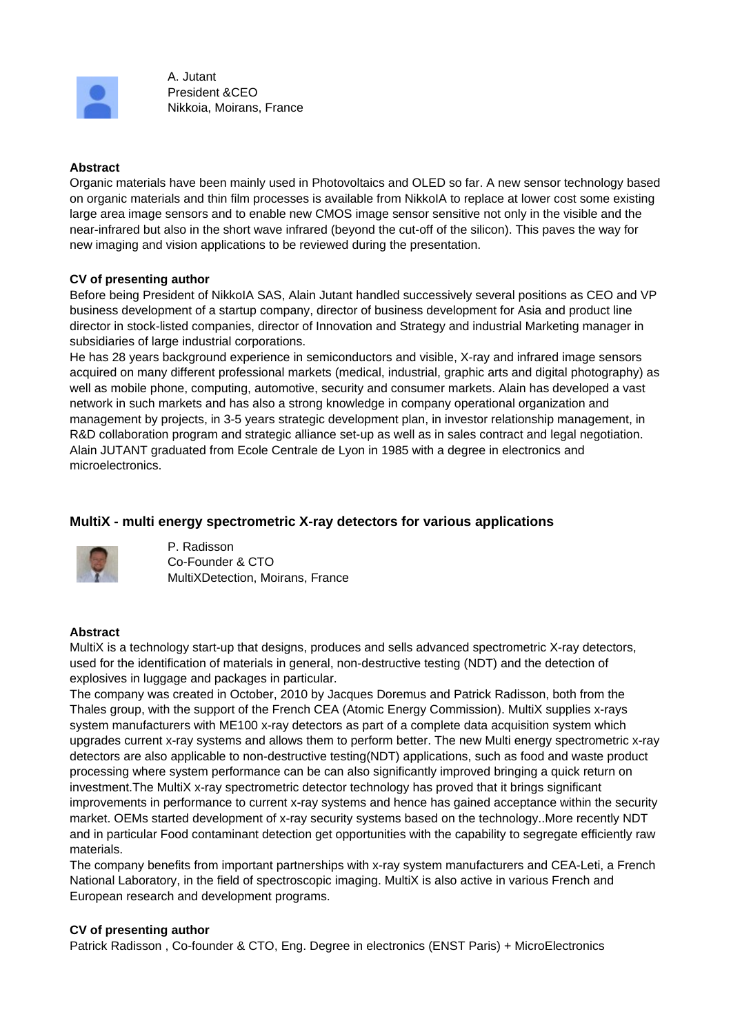A. Jutant  
President &CEO  
Nikkoia, Moirans, France

**Abstract**

Organic materials have been mainly used in Photovoltaics and OLED so far. A new sensor technology based on organic materials and thin film processes is available from NikkoIA to replace at lower cost some existing large area image sensors and to enable new CMOS image sensor sensitive not only in the visible and the near-infrared but also in the short wave infrared (beyond the cut-off of the silicon). This paves the way for new imaging and vision applications to be reviewed during the presentation.

**CV of presenting author**

Before being President of NikkoIA SAS, Alain Jutant handled successively several positions as CEO and VP business development of a startup company, director of business development for Asia and product line director in stock-listed companies, director of Innovation and Strategy and industrial Marketing manager in subsidiaries of large industrial corporations.

He has 28 years background experience in semiconductors and visible, X-ray and infrared image sensors acquired on many different professional markets (medical, industrial, graphic arts and digital photography) as well as mobile phone, computing, automotive, security and consumer markets. Alain has developed a vast network in such markets and has also a strong knowledge in company operational organization and management by projects, in 3-5 years strategic development plan, in investor relationship management, in R&D collaboration program and strategic alliance set-up as well as in sales contract and legal negotiation. Alain JUTANT graduated from Ecole Centrale de Lyon in 1985 with a degree in electronics and microelectronics.

## MultiX - multi energy spectrometric X-ray detectors for various applications

P. Radisson  
Co-Founder & CTO  
MultiXDetection, Moirans, France

**Abstract**

MultiX is a technology start-up that designs, produces and sells advanced spectrometric X-ray detectors, used for the identification of materials in general, non-destructive testing (NDT) and the detection of explosives in luggage and packages in particular.

The company was created in October, 2010 by Jacques Doremus and Patrick Radisson, both from the Thales group, with the support of the French CEA (Atomic Energy Commission). MultiX supplies x-rays system manufacturers with ME100 x-ray detectors as part of a complete data acquisition system which upgrades current x-ray systems and allows them to perform better. The new Multi energy spectrometric x-ray detectors are also applicable to non-destructive testing(NDT) applications, such as food and waste product processing where system performance can be can also significantly improved bringing a quick return on investment.The MultiX x-ray spectrometric detector technology has proved that it brings significant improvements in performance to current x-ray systems and hence has gained acceptance within the security market. OEMs started development of x-ray security systems based on the technology..More recently NDT and in particular Food contaminant detection get opportunities with the capability to segregate efficiently raw materials.

The company benefits from important partnerships with x-ray system manufacturers and CEA-Leti, a French National Laboratory, in the field of spectroscopic imaging. MultiX is also active in various French and European research and development programs.

**CV of presenting author**

Patrick Radisson , Co-founder & CTO, Eng. Degree in electronics (ENST Paris) + MicroElectronics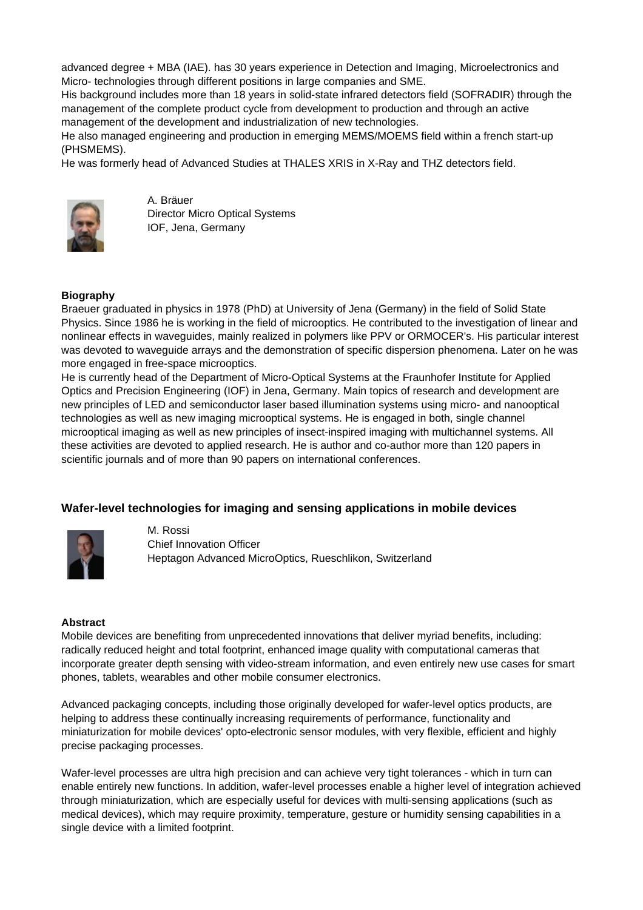advanced degree + MBA (IAE). has 30 years experience in Detection and Imaging, Microelectronics and Micro- technologies through different positions in large companies and SME.
His background includes more than 18 years in solid-state infrared detectors field (SOFRADIR) through the management of the complete product cycle from development to production and through an active management of the development and industrialization of new technologies.
He also managed engineering and production in emerging MEMS/MOEMS field within a french start-up (PHSMEMS).
He was formerly head of Advanced Studies at THALES XRIS in X-Ray and THZ detectors field.

A. Bräuer
Director Micro Optical Systems
IOF, Jena, Germany

**Biography**

Braeuer graduated in physics in 1978 (PhD) at University of Jena (Germany) in the field of Solid State Physics. Since 1986 he is working in the field of microoptics. He contributed to the investigation of linear and nonlinear effects in waveguides, mainly realized in polymers like PPV or ORMOCER's. His particular interest was devoted to waveguide arrays and the demonstration of specific dispersion phenomena. Later on he was more engaged in free-space microoptics.
He is currently head of the Department of Micro-Optical Systems at the Fraunhofer Institute for Applied Optics and Precision Engineering (IOF) in Jena, Germany. Main topics of research and development are new principles of LED and semiconductor laser based illumination systems using micro- and nanooptical technologies as well as new imaging microoptical systems. He is engaged in both, single channel microoptical imaging as well as new principles of insect-inspired imaging with multichannel systems. All these activities are devoted to applied research. He is author and co-author more than 120 papers in scientific journals and of more than 90 papers on international conferences.

## Wafer-level technologies for imaging and sensing applications in mobile devices

M. Rossi
Chief Innovation Officer
Heptagon Advanced MicroOptics, Rueschlikon, Switzerland

**Abstract**

Mobile devices are benefiting from unprecedented innovations that deliver myriad benefits, including: radically reduced height and total footprint, enhanced image quality with computational cameras that incorporate greater depth sensing with video-stream information, and even entirely new use cases for smart phones, tablets, wearables and other mobile consumer electronics.

Advanced packaging concepts, including those originally developed for wafer-level optics products, are helping to address these continually increasing requirements of performance, functionality and miniaturization for mobile devices' opto-electronic sensor modules, with very flexible, efficient and highly precise packaging processes.

Wafer-level processes are ultra high precision and can achieve very tight tolerances - which in turn can enable entirely new functions. In addition, wafer-level processes enable a higher level of integration achieved through miniaturization, which are especially useful for devices with multi-sensing applications (such as medical devices), which may require proximity, temperature, gesture or humidity sensing capabilities in a single device with a limited footprint.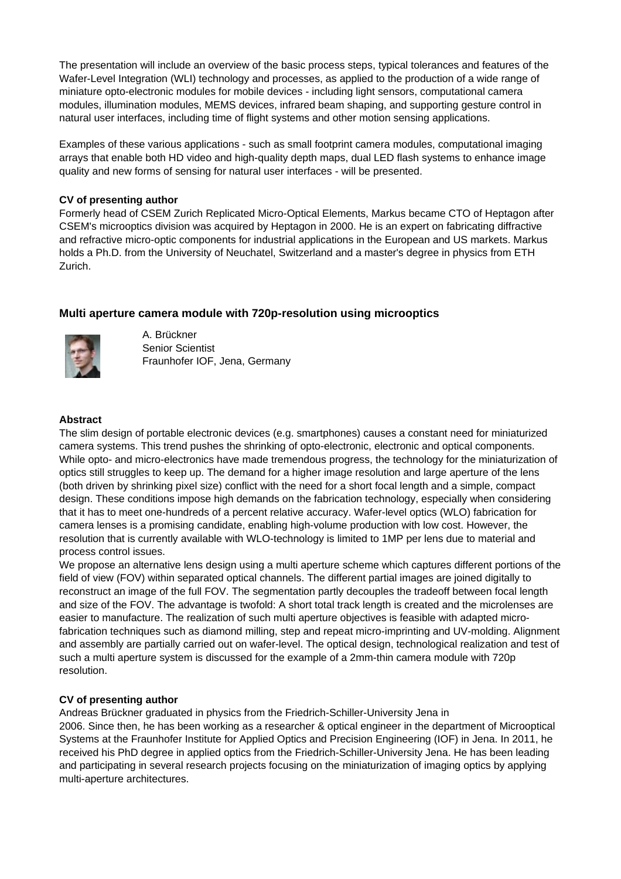The presentation will include an overview of the basic process steps, typical tolerances and features of the Wafer-Level Integration (WLI) technology and processes, as applied to the production of a wide range of miniature opto-electronic modules for mobile devices - including light sensors, computational camera modules, illumination modules, MEMS devices, infrared beam shaping, and supporting gesture control in natural user interfaces, including time of flight systems and other motion sensing applications.

Examples of these various applications - such as small footprint camera modules, computational imaging arrays that enable both HD video and high-quality depth maps, dual LED flash systems to enhance image quality and new forms of sensing for natural user interfaces - will be presented.

**CV of presenting author**

Formerly head of CSEM Zurich Replicated Micro-Optical Elements, Markus became CTO of Heptagon after CSEM's microoptics division was acquired by Heptagon in 2000. He is an expert on fabricating diffractive and refractive micro-optic components for industrial applications in the European and US markets. Markus holds a Ph.D. from the University of Neuchatel, Switzerland and a master's degree in physics from ETH Zurich.

### Multi aperture camera module with 720p-resolution using microoptics

A. Brückner
Senior Scientist
Fraunhofer IOF, Jena, Germany

**Abstract**

The slim design of portable electronic devices (e.g. smartphones) causes a constant need for miniaturized camera systems. This trend pushes the shrinking of opto-electronic, electronic and optical components. While opto- and micro-electronics have made tremendous progress, the technology for the miniaturization of optics still struggles to keep up. The demand for a higher image resolution and large aperture of the lens (both driven by shrinking pixel size) conflict with the need for a short focal length and a simple, compact design. These conditions impose high demands on the fabrication technology, especially when considering that it has to meet one-hundreds of a percent relative accuracy. Wafer-level optics (WLO) fabrication for camera lenses is a promising candidate, enabling high-volume production with low cost. However, the resolution that is currently available with WLO-technology is limited to 1MP per lens due to material and process control issues.

We propose an alternative lens design using a multi aperture scheme which captures different portions of the field of view (FOV) within separated optical channels. The different partial images are joined digitally to reconstruct an image of the full FOV. The segmentation partly decouples the tradeoff between focal length and size of the FOV. The advantage is twofold: A short total track length is created and the microlenses are easier to manufacture. The realization of such multi aperture objectives is feasible with adapted micro-fabrication techniques such as diamond milling, step and repeat micro-imprinting and UV-molding. Alignment and assembly are partially carried out on wafer-level. The optical design, technological realization and test of such a multi aperture system is discussed for the example of a 2mm-thin camera module with 720p resolution.

**CV of presenting author**

Andreas Brückner graduated in physics from the Friedrich-Schiller-University Jena in 2006. Since then, he has been working as a researcher & optical engineer in the department of Microoptical Systems at the Fraunhofer Institute for Applied Optics and Precision Engineering (IOF) in Jena. In 2011, he received his PhD degree in applied optics from the Friedrich-Schiller-University Jena. He has been leading and participating in several research projects focusing on the miniaturization of imaging optics by applying multi-aperture architectures.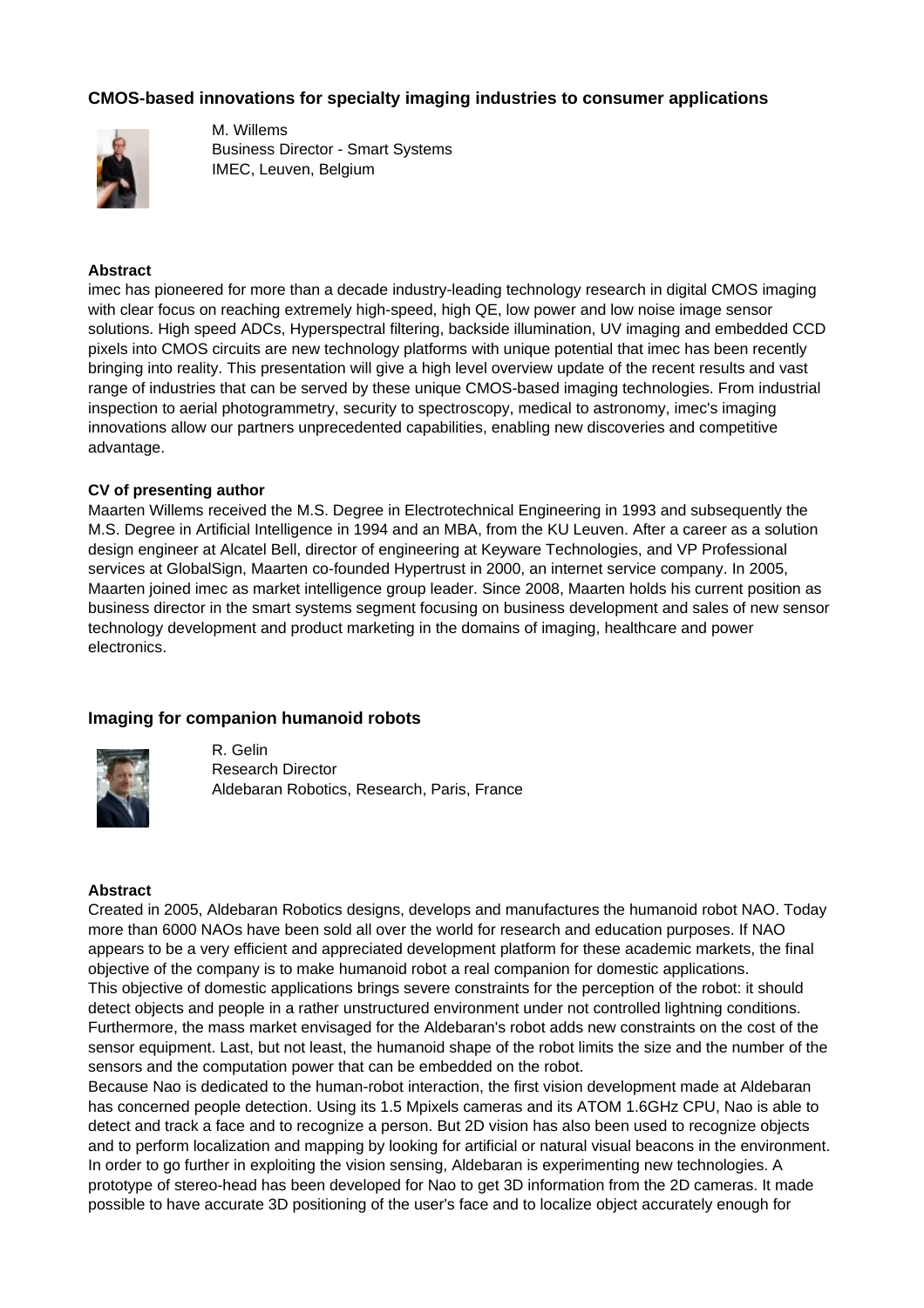### CMOS-based innovations for specialty imaging industries to consumer applications

M. Willems
Business Director - Smart Systems
IMEC, Leuven, Belgium

**Abstract**

imec has pioneered for more than a decade industry-leading technology research in digital CMOS imaging with clear focus on reaching extremely high-speed, high QE, low power and low noise image sensor solutions. High speed ADCs, Hyperspectral filtering, backside illumination, UV imaging and embedded CCD pixels into CMOS circuits are new technology platforms with unique potential that imec has been recently bringing into reality. This presentation will give a high level overview update of the recent results and vast range of industries that can be served by these unique CMOS-based imaging technologies. From industrial inspection to aerial photogrammetry, security to spectroscopy, medical to astronomy, imec's imaging innovations allow our partners unprecedented capabilities, enabling new discoveries and competitive advantage.

**CV of presenting author**

Maarten Willems received the M.S. Degree in Electrotechnical Engineering in 1993 and subsequently the M.S. Degree in Artificial Intelligence in 1994 and an MBA, from the KU Leuven. After a career as a solution design engineer at Alcatel Bell, director of engineering at Keyware Technologies, and VP Professional services at GlobalSign, Maarten co-founded Hypertrust in 2000, an internet service company. In 2005, Maarten joined imec as market intelligence group leader. Since 2008, Maarten holds his current position as business director in the smart systems segment focusing on business development and sales of new sensor technology development and product marketing in the domains of imaging, healthcare and power electronics.

### Imaging for companion humanoid robots

R. Gelin
Research Director
Aldebaran Robotics, Research, Paris, France

**Abstract**

Created in 2005, Aldebaran Robotics designs, develops and manufactures the humanoid robot NAO. Today more than 6000 NAOs have been sold all over the world for research and education purposes. If NAO appears to be a very efficient and appreciated development platform for these academic markets, the final objective of the company is to make humanoid robot a real companion for domestic applications.
This objective of domestic applications brings severe constraints for the perception of the robot: it should detect objects and people in a rather unstructured environment under not controlled lightning conditions. Furthermore, the mass market envisaged for the Aldebaran's robot adds new constraints on the cost of the sensor equipment. Last, but not least, the humanoid shape of the robot limits the size and the number of the sensors and the computation power that can be embedded on the robot.
Because Nao is dedicated to the human-robot interaction, the first vision development made at Aldebaran has concerned people detection. Using its 1.5 Mpixels cameras and its ATOM 1.6GHz CPU, Nao is able to detect and track a face and to recognize a person. But 2D vision has also been used to recognize objects and to perform localization and mapping by looking for artificial or natural visual beacons in the environment. In order to go further in exploiting the vision sensing, Aldebaran is experimenting new technologies. A prototype of stereo-head has been developed for Nao to get 3D information from the 2D cameras. It made possible to have accurate 3D positioning of the user's face and to localize object accurately enough for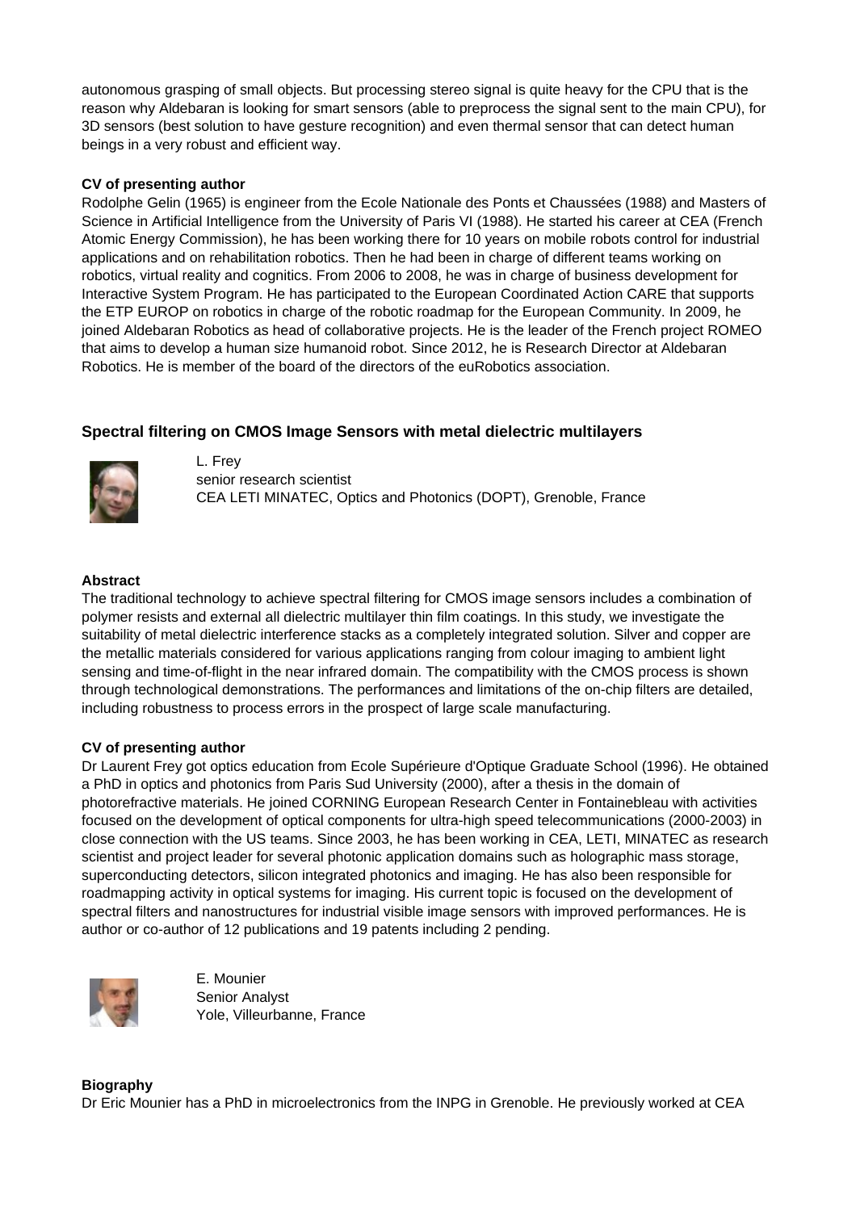autonomous grasping of small objects. But processing stereo signal is quite heavy for the CPU that is the reason why Aldebaran is looking for smart sensors (able to preprocess the signal sent to the main CPU), for 3D sensors (best solution to have gesture recognition) and even thermal sensor that can detect human beings in a very robust and efficient way.

**CV of presenting author**

Rodolphe Gelin (1965) is engineer from the Ecole Nationale des Ponts et Chaussées (1988) and Masters of Science in Artificial Intelligence from the University of Paris VI (1988). He started his career at CEA (French Atomic Energy Commission), he has been working there for 10 years on mobile robots control for industrial applications and on rehabilitation robotics. Then he had been in charge of different teams working on robotics, virtual reality and cognitics. From 2006 to 2008, he was in charge of business development for Interactive System Program. He has participated to the European Coordinated Action CARE that supports the ETP EUROP on robotics in charge of the robotic roadmap for the European Community. In 2009, he joined Aldebaran Robotics as head of collaborative projects. He is the leader of the French project ROMEO that aims to develop a human size humanoid robot. Since 2012, he is Research Director at Aldebaran Robotics. He is member of the board of the directors of the euRobotics association.

## Spectral filtering on CMOS Image Sensors with metal dielectric multilayers

L. Frey
senior research scientist
CEA LETI MINATEC, Optics and Photonics (DOPT), Grenoble, France

**Abstract**

The traditional technology to achieve spectral filtering for CMOS image sensors includes a combination of polymer resists and external all dielectric multilayer thin film coatings. In this study, we investigate the suitability of metal dielectric interference stacks as a completely integrated solution. Silver and copper are the metallic materials considered for various applications ranging from colour imaging to ambient light sensing and time-of-flight in the near infrared domain. The compatibility with the CMOS process is shown through technological demonstrations. The performances and limitations of the on-chip filters are detailed, including robustness to process errors in the prospect of large scale manufacturing.

**CV of presenting author**

Dr Laurent Frey got optics education from Ecole Supérieure d'Optique Graduate School (1996). He obtained a PhD in optics and photonics from Paris Sud University (2000), after a thesis in the domain of photorefractive materials. He joined CORNING European Research Center in Fontainebleau with activities focused on the development of optical components for ultra-high speed telecommunications (2000-2003) in close connection with the US teams. Since 2003, he has been working in CEA, LETI, MINATEC as research scientist and project leader for several photonic application domains such as holographic mass storage, superconducting detectors, silicon integrated photonics and imaging. He has also been responsible for roadmapping activity in optical systems for imaging. His current topic is focused on the development of spectral filters and nanostructures for industrial visible image sensors with improved performances. He is author or co-author of 12 publications and 19 patents including 2 pending.

E. Mounier
Senior Analyst
Yole, Villeurbanne, France

**Biography**

Dr Eric Mounier has a PhD in microelectronics from the INPG in Grenoble. He previously worked at CEA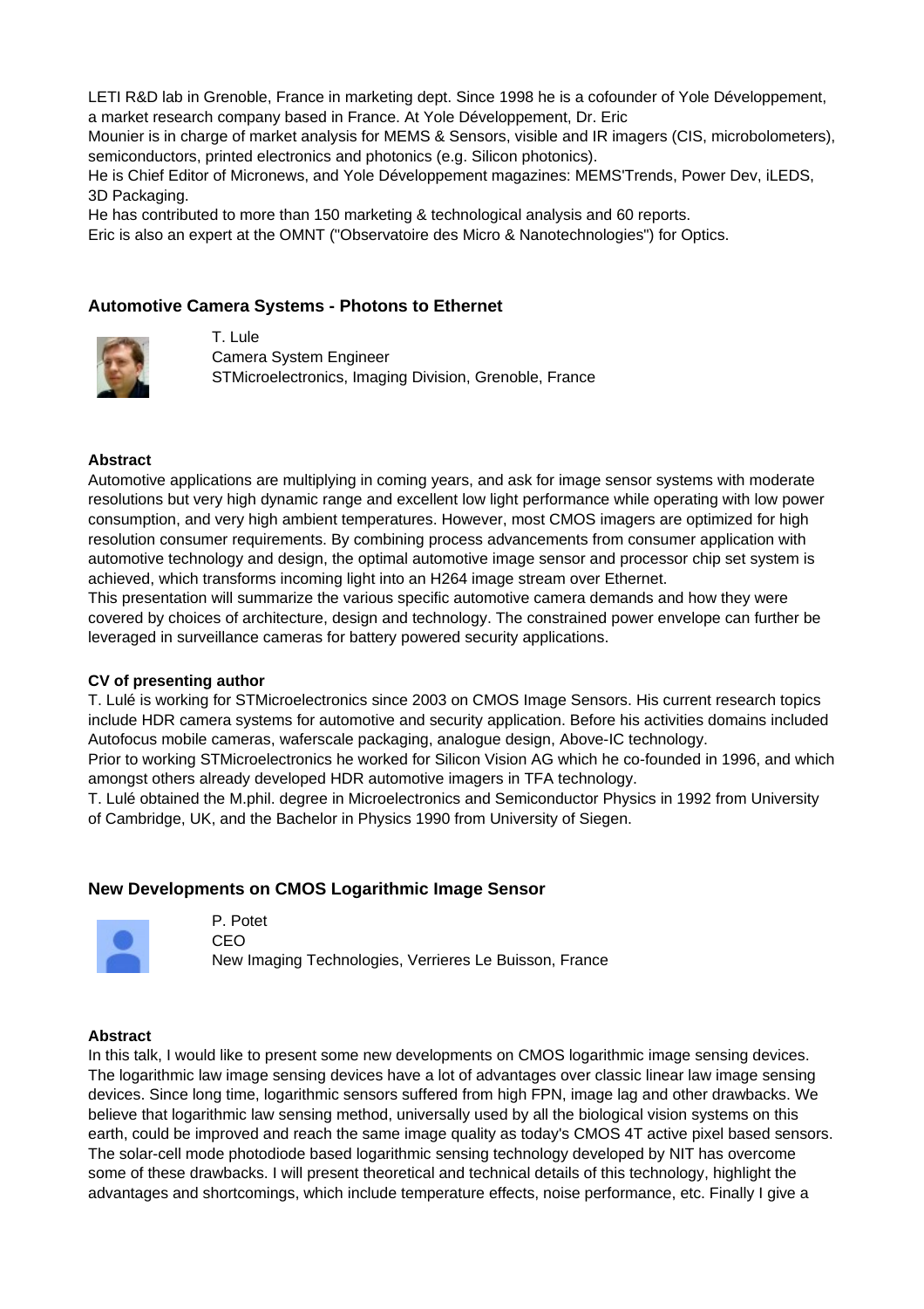LETI R&D lab in Grenoble, France in marketing dept. Since 1998 he is a cofounder of Yole Développement, a market research company based in France. At Yole Développement, Dr. Eric Mounier is in charge of market analysis for MEMS & Sensors, visible and IR imagers (CIS, microbolometers), semiconductors, printed electronics and photonics (e.g. Silicon photonics).
He is Chief Editor of Micronews, and Yole Développement magazines: MEMS'Trends, Power Dev, iLEDS, 3D Packaging.
He has contributed to more than 150 marketing & technological analysis and 60 reports.
Eric is also an expert at the OMNT ("Observatoire des Micro & Nanotechnologies") for Optics.

### Automotive Camera Systems - Photons to Ethernet

T. Lule
Camera System Engineer
STMicroelectronics, Imaging Division, Grenoble, France

**Abstract**

Automotive applications are multiplying in coming years, and ask for image sensor systems with moderate resolutions but very high dynamic range and excellent low light performance while operating with low power consumption, and very high ambient temperatures. However, most CMOS imagers are optimized for high resolution consumer requirements. By combining process advancements from consumer application with automotive technology and design, the optimal automotive image sensor and processor chip set system is achieved, which transforms incoming light into an H264 image stream over Ethernet.
This presentation will summarize the various specific automotive camera demands and how they were covered by choices of architecture, design and technology. The constrained power envelope can further be leveraged in surveillance cameras for battery powered security applications.

**CV of presenting author**

T. Lulé is working for STMicroelectronics since 2003 on CMOS Image Sensors. His current research topics include HDR camera systems for automotive and security application. Before his activities domains included Autofocus mobile cameras, waferscale packaging, analogue design, Above-IC technology.
Prior to working STMicroelectronics he worked for Silicon Vision AG which he co-founded in 1996, and which amongst others already developed HDR automotive imagers in TFA technology.
T. Lulé obtained the M.phil. degree in Microelectronics and Semiconductor Physics in 1992 from University of Cambridge, UK, and the Bachelor in Physics 1990 from University of Siegen.

### New Developments on CMOS Logarithmic Image Sensor

P. Potet
CEO
New Imaging Technologies, Verrieres Le Buisson, France

**Abstract**

In this talk, I would like to present some new developments on CMOS logarithmic image sensing devices. The logarithmic law image sensing devices have a lot of advantages over classic linear law image sensing devices. Since long time, logarithmic sensors suffered from high FPN, image lag and other drawbacks. We believe that logarithmic law sensing method, universally used by all the biological vision systems on this earth, could be improved and reach the same image quality as today's CMOS 4T active pixel based sensors. The solar-cell mode photodiode based logarithmic sensing technology developed by NIT has overcome some of these drawbacks. I will present theoretical and technical details of this technology, highlight the advantages and shortcomings, which include temperature effects, noise performance, etc. Finally I give a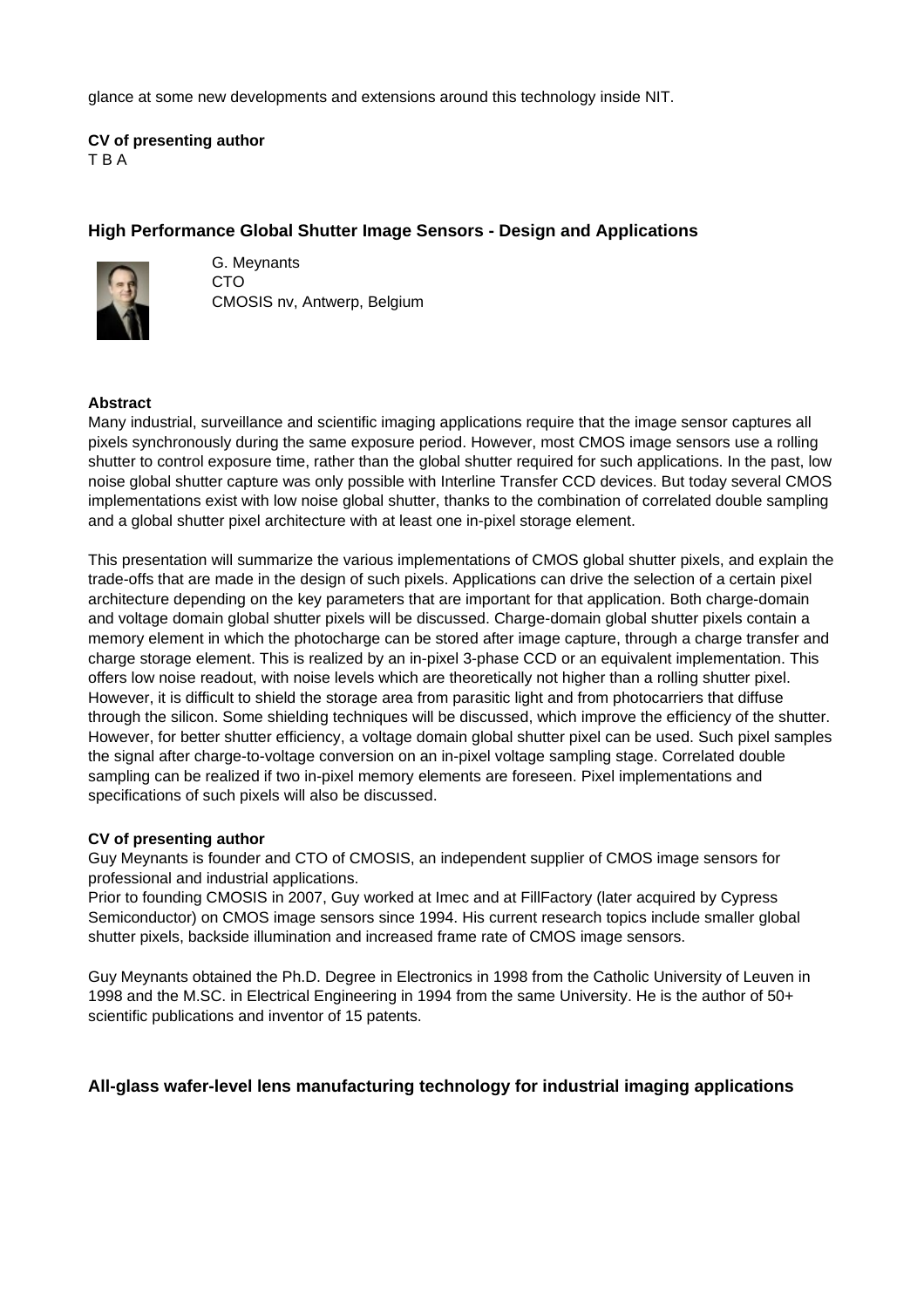glance at some new developments and extensions around this technology inside NIT.

**CV of presenting author**
T B A

### High Performance Global Shutter Image Sensors - Design and Applications

G. Meynants
CTO
CMOSIS nv, Antwerp, Belgium

**Abstract**
Many industrial, surveillance and scientific imaging applications require that the image sensor captures all pixels synchronously during the same exposure period. However, most CMOS image sensors use a rolling shutter to control exposure time, rather than the global shutter required for such applications. In the past, low noise global shutter capture was only possible with Interline Transfer CCD devices. But today several CMOS implementations exist with low noise global shutter, thanks to the combination of correlated double sampling and a global shutter pixel architecture with at least one in-pixel storage element.

This presentation will summarize the various implementations of CMOS global shutter pixels, and explain the trade-offs that are made in the design of such pixels. Applications can drive the selection of a certain pixel architecture depending on the key parameters that are important for that application. Both charge-domain and voltage domain global shutter pixels will be discussed. Charge-domain global shutter pixels contain a memory element in which the photocharge can be stored after image capture, through a charge transfer and charge storage element. This is realized by an in-pixel 3-phase CCD or an equivalent implementation. This offers low noise readout, with noise levels which are theoretically not higher than a rolling shutter pixel. However, it is difficult to shield the storage area from parasitic light and from photocarriers that diffuse through the silicon. Some shielding techniques will be discussed, which improve the efficiency of the shutter. However, for better shutter efficiency, a voltage domain global shutter pixel can be used. Such pixel samples the signal after charge-to-voltage conversion on an in-pixel voltage sampling stage. Correlated double sampling can be realized if two in-pixel memory elements are foreseen. Pixel implementations and specifications of such pixels will also be discussed.

**CV of presenting author**
Guy Meynants is founder and CTO of CMOSIS, an independent supplier of CMOS image sensors for professional and industrial applications.
Prior to founding CMOSIS in 2007, Guy worked at Imec and at FillFactory (later acquired by Cypress Semiconductor) on CMOS image sensors since 1994. His current research topics include smaller global shutter pixels, backside illumination and increased frame rate of CMOS image sensors.

Guy Meynants obtained the Ph.D. Degree in Electronics in 1998 from the Catholic University of Leuven in 1998 and the M.SC. in Electrical Engineering in 1994 from the same University. He is the author of 50+ scientific publications and inventor of 15 patents.

### All-glass wafer-level lens manufacturing technology for industrial imaging applications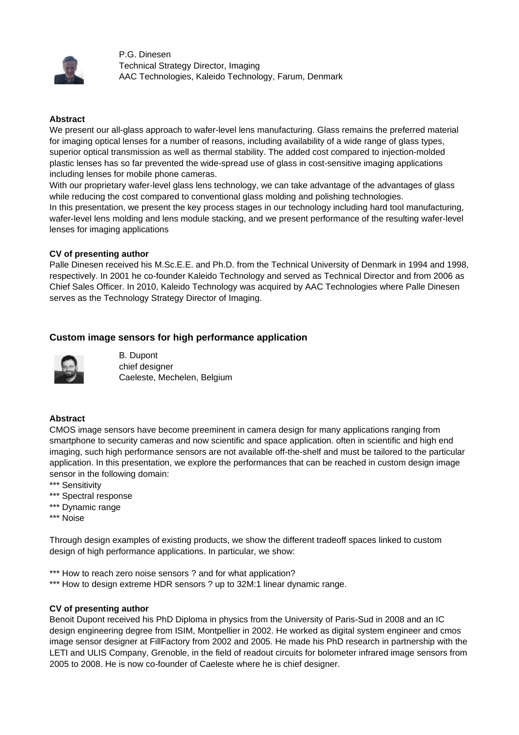P.G. Dinesen
Technical Strategy Director, Imaging
AAC Technologies, Kaleido Technology, Farum, Denmark

**Abstract**

We present our all-glass approach to wafer-level lens manufacturing. Glass remains the preferred material for imaging optical lenses for a number of reasons, including availability of a wide range of glass types, superior optical transmission as well as thermal stability. The added cost compared to injection-molded plastic lenses has so far prevented the wide-spread use of glass in cost-sensitive imaging applications including lenses for mobile phone cameras.
With our proprietary wafer-level glass lens technology, we can take advantage of the advantages of glass while reducing the cost compared to conventional glass molding and polishing technologies.
In this presentation, we present the key process stages in our technology including hard tool manufacturing, wafer-level lens molding and lens module stacking, and we present performance of the resulting wafer-level lenses for imaging applications

**CV of presenting author**

Palle Dinesen received his M.Sc.E.E. and Ph.D. from the Technical University of Denmark in 1994 and 1998, respectively. In 2001 he co-founder Kaleido Technology and served as Technical Director and from 2006 as Chief Sales Officer. In 2010, Kaleido Technology was acquired by AAC Technologies where Palle Dinesen serves as the Technology Strategy Director of Imaging.

## Custom image sensors for high performance application

B. Dupont
chief designer
Caeleste, Mechelen, Belgium

**Abstract**

CMOS image sensors have become preeminent in camera design for many applications ranging from smartphone to security cameras and now scientific and space application. often in scientific and high end imaging, such high performance sensors are not available off-the-shelf and must be tailored to the particular application. In this presentation, we explore the performances that can be reached in custom design image sensor in the following domain:

*** Sensitivity
*** Spectral response
*** Dynamic range
*** Noise

Through design examples of existing products, we show the different tradeoff spaces linked to custom design of high performance applications. In particular, we show:

*** How to reach zero noise sensors ? and for what application?
*** How to design extreme HDR sensors ? up to 32M:1 linear dynamic range.

**CV of presenting author**

Benoit Dupont received his PhD Diploma in physics from the University of Paris-Sud in 2008 and an IC design engineering degree from ISIM, Montpellier in 2002. He worked as digital system engineer and cmos image sensor designer at FillFactory from 2002 and 2005. He made his PhD research in partnership with the LETI and ULIS Company, Grenoble, in the field of readout circuits for bolometer infrared image sensors from 2005 to 2008. He is now co-founder of Caeleste where he is chief designer.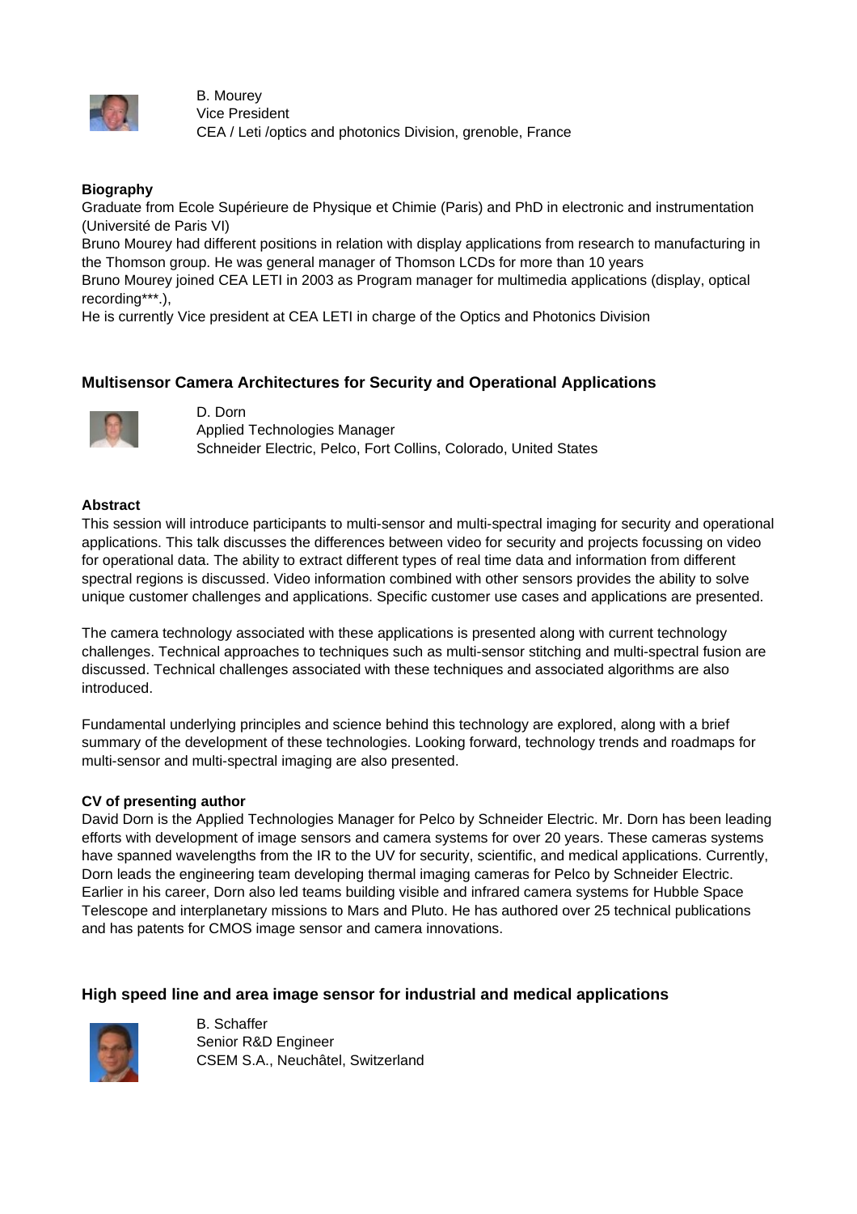B. Mourey
Vice President
CEA / Leti /optics and photonics Division, grenoble, France

**Biography**

Graduate from Ecole Supérieure de Physique et Chimie (Paris) and PhD in electronic and instrumentation (Université de Paris VI)
Bruno Mourey had different positions in relation with display applications from research to manufacturing in the Thomson group. He was general manager of Thomson LCDs for more than 10 years
Bruno Mourey joined CEA LETI in 2003 as Program manager for multimedia applications (display, optical recording***.),
He is currently Vice president at CEA LETI in charge of the Optics and Photonics Division

## Multisensor Camera Architectures for Security and Operational Applications

D. Dorn
Applied Technologies Manager
Schneider Electric, Pelco, Fort Collins, Colorado, United States

**Abstract**

This session will introduce participants to multi-sensor and multi-spectral imaging for security and operational applications. This talk discusses the differences between video for security and projects focussing on video for operational data. The ability to extract different types of real time data and information from different spectral regions is discussed. Video information combined with other sensors provides the ability to solve unique customer challenges and applications. Specific customer use cases and applications are presented.

The camera technology associated with these applications is presented along with current technology challenges. Technical approaches to techniques such as multi-sensor stitching and multi-spectral fusion are discussed. Technical challenges associated with these techniques and associated algorithms are also introduced.

Fundamental underlying principles and science behind this technology are explored, along with a brief summary of the development of these technologies. Looking forward, technology trends and roadmaps for multi-sensor and multi-spectral imaging are also presented.

**CV of presenting author**

David Dorn is the Applied Technologies Manager for Pelco by Schneider Electric. Mr. Dorn has been leading efforts with development of image sensors and camera systems for over 20 years. These cameras systems have spanned wavelengths from the IR to the UV for security, scientific, and medical applications. Currently, Dorn leads the engineering team developing thermal imaging cameras for Pelco by Schneider Electric. Earlier in his career, Dorn also led teams building visible and infrared camera systems for Hubble Space Telescope and interplanetary missions to Mars and Pluto. He has authored over 25 technical publications and has patents for CMOS image sensor and camera innovations.

## High speed line and area image sensor for industrial and medical applications

B. Schaffer
Senior R&D Engineer
CSEM S.A., Neuchâtel, Switzerland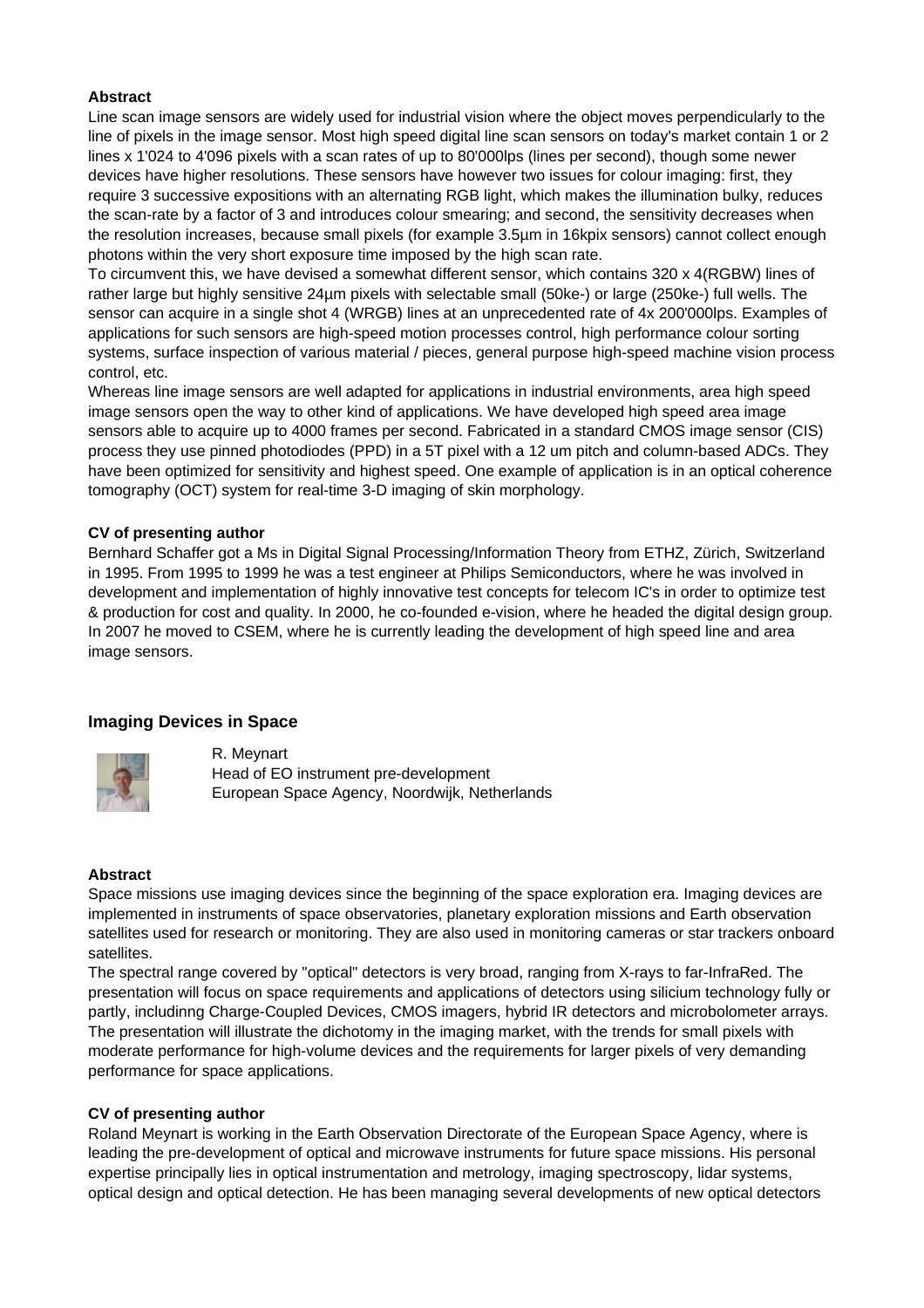**Abstract**

Line scan image sensors are widely used for industrial vision where the object moves perpendicularly to the line of pixels in the image sensor. Most high speed digital line scan sensors on today's market contain 1 or 2 lines x 1'024 to 4'096 pixels with a scan rates of up to 80'000lps (lines per second), though some newer devices have higher resolutions. These sensors have however two issues for colour imaging: first, they require 3 successive expositions with an alternating RGB light, which makes the illumination bulky, reduces the scan-rate by a factor of 3 and introduces colour smearing; and second, the sensitivity decreases when the resolution increases, because small pixels (for example 3.5µm in 16kpix sensors) cannot collect enough photons within the very short exposure time imposed by the high scan rate.

To circumvent this, we have devised a somewhat different sensor, which contains 320 x 4(RGBW) lines of rather large but highly sensitive 24µm pixels with selectable small (50ke-) or large (250ke-) full wells. The sensor can acquire in a single shot 4 (WRGB) lines at an unprecedented rate of 4x 200'000lps. Examples of applications for such sensors are high-speed motion processes control, high performance colour sorting systems, surface inspection of various material / pieces, general purpose high-speed machine vision process control, etc.

Whereas line image sensors are well adapted for applications in industrial environments, area high speed image sensors open the way to other kind of applications. We have developed high speed area image sensors able to acquire up to 4000 frames per second. Fabricated in a standard CMOS image sensor (CIS) process they use pinned photodiodes (PPD) in a 5T pixel with a 12 um pitch and column-based ADCs. They have been optimized for sensitivity and highest speed. One example of application is in an optical coherence tomography (OCT) system for real-time 3-D imaging of skin morphology.

**CV of presenting author**

Bernhard Schaffer got a Ms in Digital Signal Processing/Information Theory from ETHZ, Zürich, Switzerland in 1995. From 1995 to 1999 he was a test engineer at Philips Semiconductors, where he was involved in development and implementation of highly innovative test concepts for telecom IC's in order to optimize test & production for cost and quality. In 2000, he co-founded e-vision, where he headed the digital design group. In 2007 he moved to CSEM, where he is currently leading the development of high speed line and area image sensors.

## Imaging Devices in Space

R. Meynart
Head of EO instrument pre-development
European Space Agency, Noordwijk, Netherlands

**Abstract**

Space missions use imaging devices since the beginning of the space exploration era. Imaging devices are implemented in instruments of space observatories, planetary exploration missions and Earth observation satellites used for research or monitoring. They are also used in monitoring cameras or star trackers onboard satellites.

The spectral range covered by "optical" detectors is very broad, ranging from X-rays to far-InfraRed. The presentation will focus on space requirements and applications of detectors using silicium technology fully or partly, includinng Charge-Coupled Devices, CMOS imagers, hybrid IR detectors and microbolometer arrays. The presentation will illustrate the dichotomy in the imaging market, with the trends for small pixels with moderate performance for high-volume devices and the requirements for larger pixels of very demanding performance for space applications.

**CV of presenting author**

Roland Meynart is working in the Earth Observation Directorate of the European Space Agency, where is leading the pre-development of optical and microwave instruments for future space missions. His personal expertise principally lies in optical instrumentation and metrology, imaging spectroscopy, lidar systems, optical design and optical detection. He has been managing several developments of new optical detectors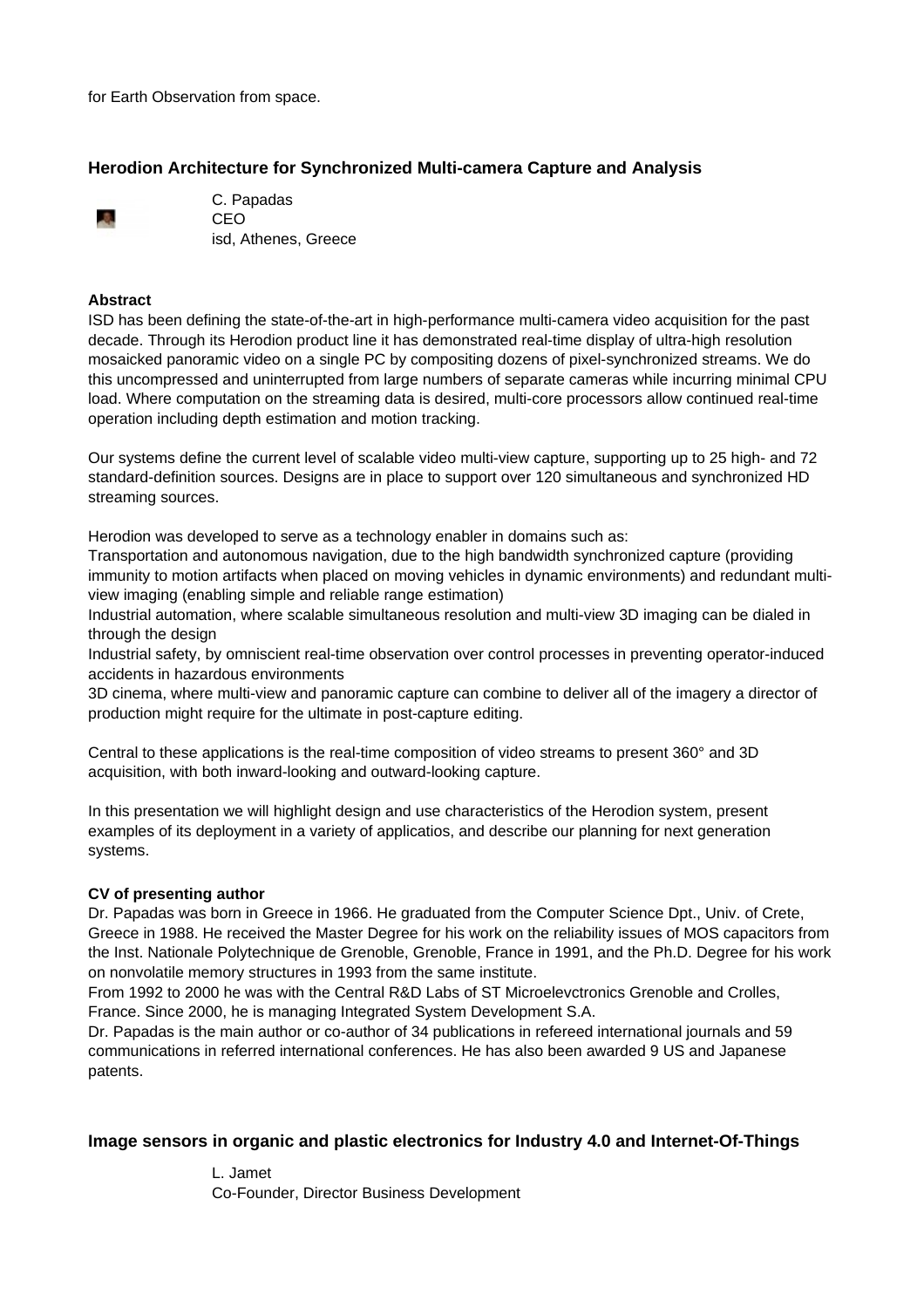for Earth Observation from space.

### Herodion Architecture for Synchronized Multi-camera Capture and Analysis

C. Papadas
CEO
isd, Athenes, Greece

**Abstract**

ISD has been defining the state-of-the-art in high-performance multi-camera video acquisition for the past decade. Through its Herodion product line it has demonstrated real-time display of ultra-high resolution mosaicked panoramic video on a single PC by compositing dozens of pixel-synchronized streams. We do this uncompressed and uninterrupted from large numbers of separate cameras while incurring minimal CPU load. Where computation on the streaming data is desired, multi-core processors allow continued real-time operation including depth estimation and motion tracking.

Our systems define the current level of scalable video multi-view capture, supporting up to 25 high- and 72 standard-definition sources. Designs are in place to support over 120 simultaneous and synchronized HD streaming sources.

Herodion was developed to serve as a technology enabler in domains such as:
Transportation and autonomous navigation, due to the high bandwidth synchronized capture (providing immunity to motion artifacts when placed on moving vehicles in dynamic environments) and redundant multi-view imaging (enabling simple and reliable range estimation)
Industrial automation, where scalable simultaneous resolution and multi-view 3D imaging can be dialed in through the design
Industrial safety, by omniscient real-time observation over control processes in preventing operator-induced accidents in hazardous environments
3D cinema, where multi-view and panoramic capture can combine to deliver all of the imagery a director of production might require for the ultimate in post-capture editing.

Central to these applications is the real-time composition of video streams to present 360° and 3D acquisition, with both inward-looking and outward-looking capture.

In this presentation we will highlight design and use characteristics of the Herodion system, present examples of its deployment in a variety of applicatios, and describe our planning for next generation systems.

**CV of presenting author**

Dr. Papadas was born in Greece in 1966. He graduated from the Computer Science Dpt., Univ. of Crete, Greece in 1988. He received the Master Degree for his work on the reliability issues of MOS capacitors from the Inst. Nationale Polytechnique de Grenoble, Grenoble, France in 1991, and the Ph.D. Degree for his work on nonvolatile memory structures in 1993 from the same institute.
From 1992 to 2000 he was with the Central R&D Labs of ST Microelevctronics Grenoble and Crolles, France. Since 2000, he is managing Integrated System Development S.A.
Dr. Papadas is the main author or co-author of 34 publications in refereed international journals and 59 communications in referred international conferences. He has also been awarded 9 US and Japanese patents.

### Image sensors in organic and plastic electronics for Industry 4.0 and Internet-Of-Things

L. Jamet
Co-Founder, Director Business Development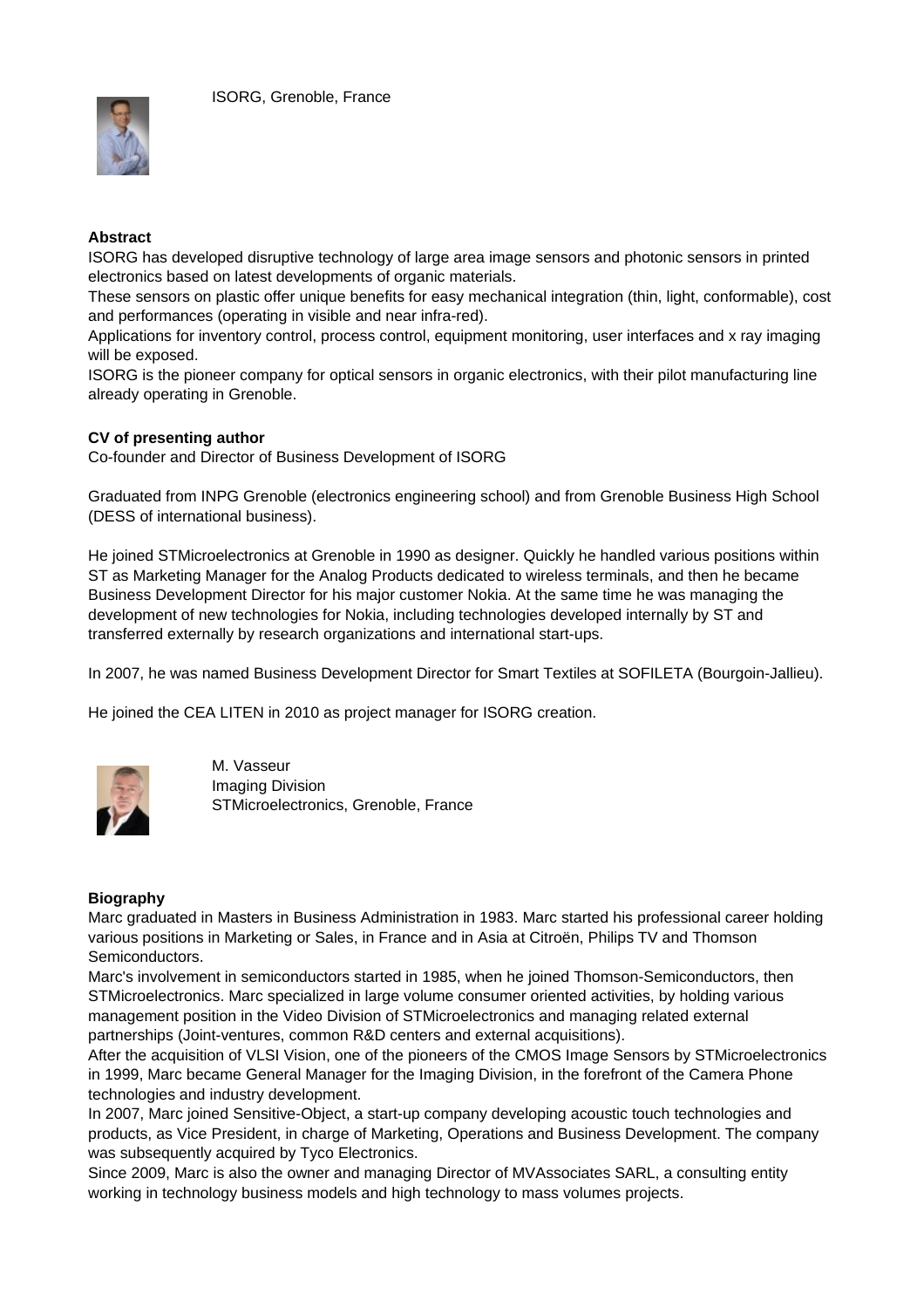ISORG, Grenoble, France

**Abstract**

ISORG has developed disruptive technology of large area image sensors and photonic sensors in printed electronics based on latest developments of organic materials.

These sensors on plastic offer unique benefits for easy mechanical integration (thin, light, conformable), cost and performances (operating in visible and near infra-red).

Applications for inventory control, process control, equipment monitoring, user interfaces and x ray imaging will be exposed.

ISORG is the pioneer company for optical sensors in organic electronics, with their pilot manufacturing line already operating in Grenoble.

**CV of presenting author**

Co-founder and Director of Business Development of ISORG

Graduated from INPG Grenoble (electronics engineering school) and from Grenoble Business High School (DESS of international business).

He joined STMicroelectronics at Grenoble in 1990 as designer. Quickly he handled various positions within ST as Marketing Manager for the Analog Products dedicated to wireless terminals, and then he became Business Development Director for his major customer Nokia. At the same time he was managing the development of new technologies for Nokia, including technologies developed internally by ST and transferred externally by research organizations and international start-ups.

In 2007, he was named Business Development Director for Smart Textiles at SOFILETA (Bourgoin-Jallieu).

He joined the CEA LITEN in 2010 as project manager for ISORG creation.

M. Vasseur
Imaging Division
STMicroelectronics, Grenoble, France

**Biography**

Marc graduated in Masters in Business Administration in 1983. Marc started his professional career holding various positions in Marketing or Sales, in France and in Asia at Citroën, Philips TV and Thomson Semiconductors.

Marc's involvement in semiconductors started in 1985, when he joined Thomson-Semiconductors, then STMicroelectronics. Marc specialized in large volume consumer oriented activities, by holding various management position in the Video Division of STMicroelectronics and managing related external partnerships (Joint-ventures, common R&D centers and external acquisitions).

After the acquisition of VLSI Vision, one of the pioneers of the CMOS Image Sensors by STMicroelectronics in 1999, Marc became General Manager for the Imaging Division, in the forefront of the Camera Phone technologies and industry development.

In 2007, Marc joined Sensitive-Object, a start-up company developing acoustic touch technologies and products, as Vice President, in charge of Marketing, Operations and Business Development. The company was subsequently acquired by Tyco Electronics.

Since 2009, Marc is also the owner and managing Director of MVAssociates SARL, a consulting entity working in technology business models and high technology to mass volumes projects.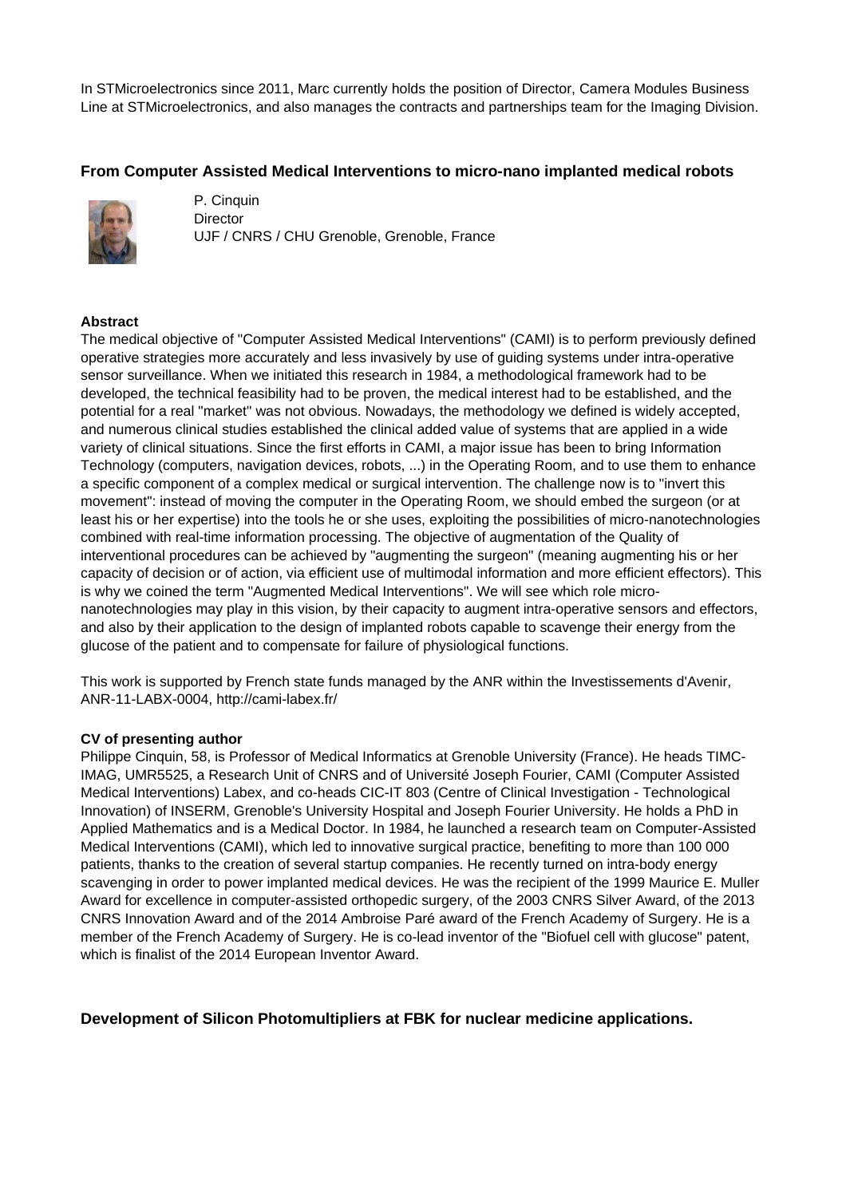In STMicroelectronics since 2011, Marc currently holds the position of Director, Camera Modules Business Line at STMicroelectronics, and also manages the contracts and partnerships team for the Imaging Division.

### From Computer Assisted Medical Interventions to micro-nano implanted medical robots

P. Cinquin
Director
UJF / CNRS / CHU Grenoble, Grenoble, France

**Abstract**

The medical objective of "Computer Assisted Medical Interventions" (CAMI) is to perform previously defined operative strategies more accurately and less invasively by use of guiding systems under intra-operative sensor surveillance. When we initiated this research in 1984, a methodological framework had to be developed, the technical feasibility had to be proven, the medical interest had to be established, and the potential for a real "market" was not obvious. Nowadays, the methodology we defined is widely accepted, and numerous clinical studies established the clinical added value of systems that are applied in a wide variety of clinical situations. Since the first efforts in CAMI, a major issue has been to bring Information Technology (computers, navigation devices, robots, ...) in the Operating Room, and to use them to enhance a specific component of a complex medical or surgical intervention. The challenge now is to "invert this movement": instead of moving the computer in the Operating Room, we should embed the surgeon (or at least his or her expertise) into the tools he or she uses, exploiting the possibilities of micro-nanotechnologies combined with real-time information processing. The objective of augmentation of the Quality of interventional procedures can be achieved by "augmenting the surgeon" (meaning augmenting his or her capacity of decision or of action, via efficient use of multimodal information and more efficient effectors). This is why we coined the term "Augmented Medical Interventions". We will see which role micro-nanotechnologies may play in this vision, by their capacity to augment intra-operative sensors and effectors, and also by their application to the design of implanted robots capable to scavenge their energy from the glucose of the patient and to compensate for failure of physiological functions.

This work is supported by French state funds managed by the ANR within the Investissements d'Avenir, ANR-11-LABX-0004, http://cami-labex.fr/

**CV of presenting author**

Philippe Cinquin, 58, is Professor of Medical Informatics at Grenoble University (France). He heads TIMC-IMAG, UMR5525, a Research Unit of CNRS and of Université Joseph Fourier, CAMI (Computer Assisted Medical Interventions) Labex, and co-heads CIC-IT 803 (Centre of Clinical Investigation - Technological Innovation) of INSERM, Grenoble's University Hospital and Joseph Fourier University. He holds a PhD in Applied Mathematics and is a Medical Doctor. In 1984, he launched a research team on Computer-Assisted Medical Interventions (CAMI), which led to innovative surgical practice, benefiting to more than 100 000 patients, thanks to the creation of several startup companies. He recently turned on intra-body energy scavenging in order to power implanted medical devices. He was the recipient of the 1999 Maurice E. Muller Award for excellence in computer-assisted orthopedic surgery, of the 2003 CNRS Silver Award, of the 2013 CNRS Innovation Award and of the 2014 Ambroise Paré award of the French Academy of Surgery. He is a member of the French Academy of Surgery. He is co-lead inventor of the "Biofuel cell with glucose" patent, which is finalist of the 2014 European Inventor Award.

### Development of Silicon Photomultipliers at FBK for nuclear medicine applications.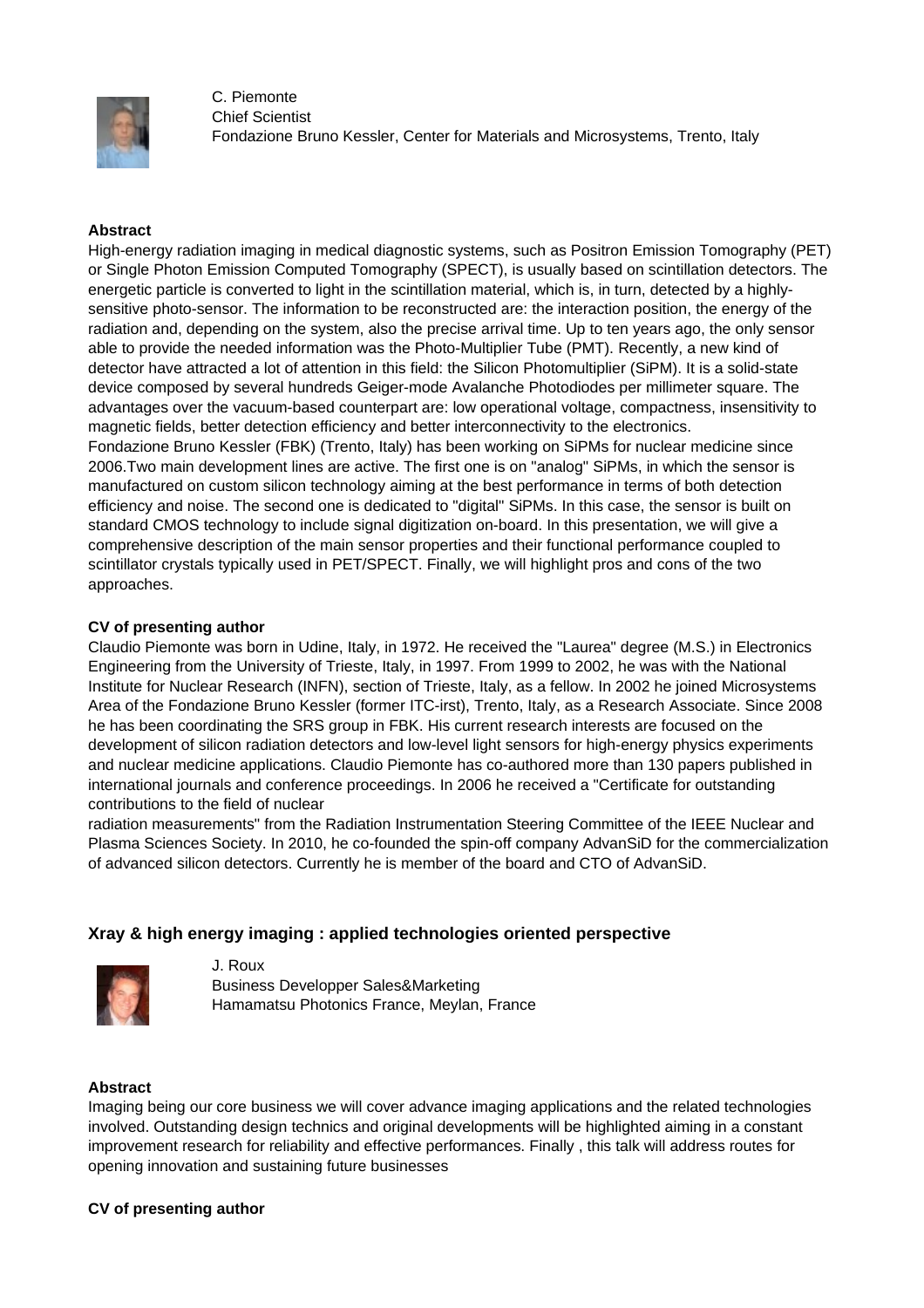C. Piemonte
Chief Scientist
Fondazione Bruno Kessler, Center for Materials and Microsystems, Trento, Italy

**Abstract**

High-energy radiation imaging in medical diagnostic systems, such as Positron Emission Tomography (PET) or Single Photon Emission Computed Tomography (SPECT), is usually based on scintillation detectors. The energetic particle is converted to light in the scintillation material, which is, in turn, detected by a highly-sensitive photo-sensor. The information to be reconstructed are: the interaction position, the energy of the radiation and, depending on the system, also the precise arrival time. Up to ten years ago, the only sensor able to provide the needed information was the Photo-Multiplier Tube (PMT). Recently, a new kind of detector have attracted a lot of attention in this field: the Silicon Photomultiplier (SiPM). It is a solid-state device composed by several hundreds Geiger-mode Avalanche Photodiodes per millimeter square. The advantages over the vacuum-based counterpart are: low operational voltage, compactness, insensitivity to magnetic fields, better detection efficiency and better interconnectivity to the electronics.
Fondazione Bruno Kessler (FBK) (Trento, Italy) has been working on SiPMs for nuclear medicine since 2006.Two main development lines are active. The first one is on "analog" SiPMs, in which the sensor is manufactured on custom silicon technology aiming at the best performance in terms of both detection efficiency and noise. The second one is dedicated to "digital" SiPMs. In this case, the sensor is built on standard CMOS technology to include signal digitization on-board. In this presentation, we will give a comprehensive description of the main sensor properties and their functional performance coupled to scintillator crystals typically used in PET/SPECT. Finally, we will highlight pros and cons of the two approaches.

**CV of presenting author**

Claudio Piemonte was born in Udine, Italy, in 1972. He received the "Laurea" degree (M.S.) in Electronics Engineering from the University of Trieste, Italy, in 1997. From 1999 to 2002, he was with the National Institute for Nuclear Research (INFN), section of Trieste, Italy, as a fellow. In 2002 he joined Microsystems Area of the Fondazione Bruno Kessler (former ITC-irst), Trento, Italy, as a Research Associate. Since 2008 he has been coordinating the SRS group in FBK. His current research interests are focused on the development of silicon radiation detectors and low-level light sensors for high-energy physics experiments and nuclear medicine applications. Claudio Piemonte has co-authored more than 130 papers published in international journals and conference proceedings. In 2006 he received a "Certificate for outstanding contributions to the field of nuclear
radiation measurements" from the Radiation Instrumentation Steering Committee of the IEEE Nuclear and Plasma Sciences Society. In 2010, he co-founded the spin-off company AdvanSiD for the commercialization of advanced silicon detectors. Currently he is member of the board and CTO of AdvanSiD.

## Xray & high energy imaging : applied technologies oriented perspective

J. Roux
Business Developper Sales&Marketing
Hamamatsu Photonics France, Meylan, France

**Abstract**

Imaging being our core business we will cover advance imaging applications and the related technologies involved. Outstanding design technics and original developments will be highlighted aiming in a constant improvement research for reliability and effective performances. Finally , this talk will address routes for opening innovation and sustaining future businesses

**CV of presenting author**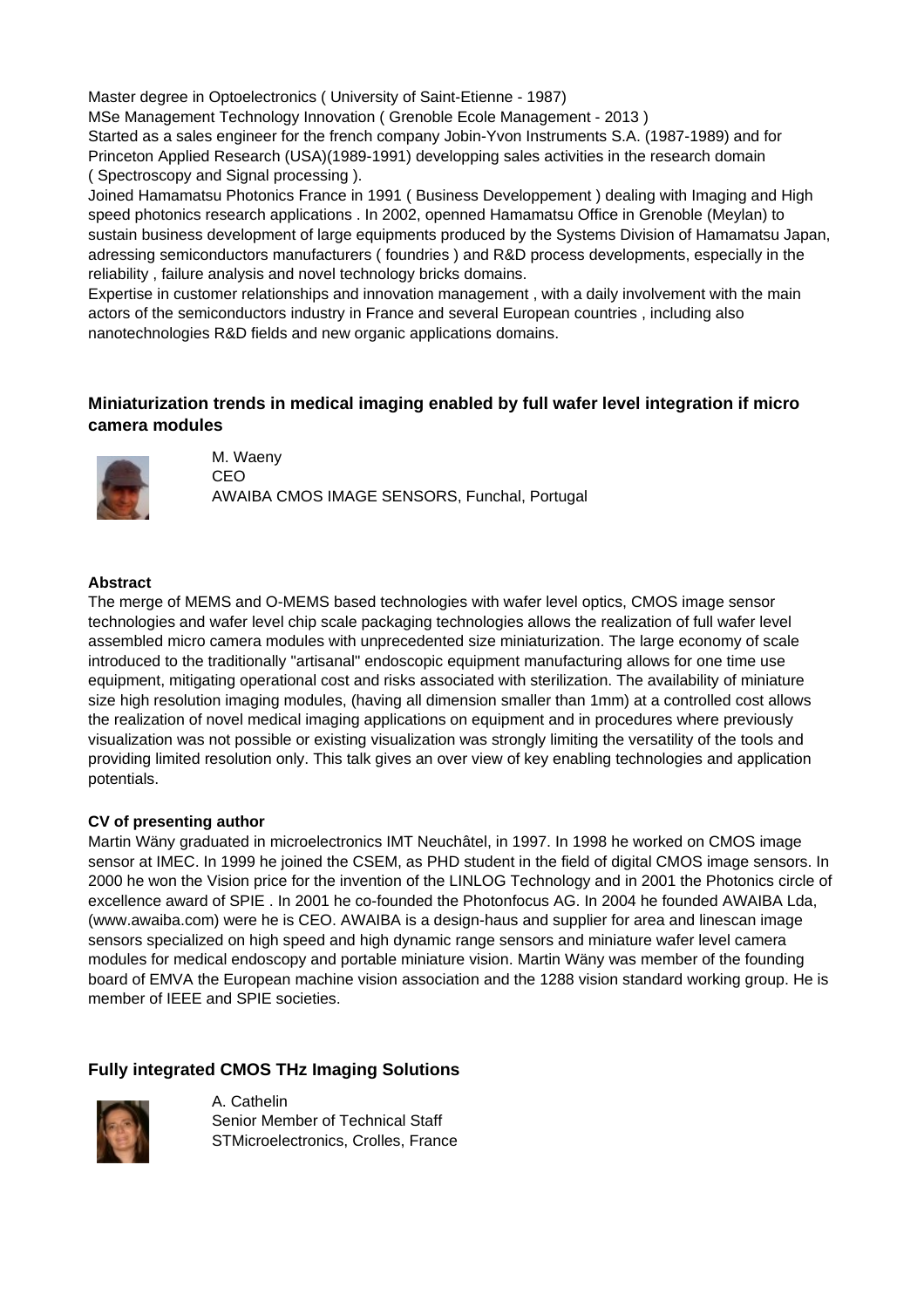Master degree in Optoelectronics ( University of Saint-Etienne - 1987)
MSe Management Technology Innovation ( Grenoble Ecole Management - 2013 )
Started as a sales engineer for the french company Jobin-Yvon Instruments S.A. (1987-1989) and for Princeton Applied Research (USA)(1989-1991) developping sales activities in the research domain ( Spectroscopy and Signal processing ).
Joined Hamamatsu Photonics France in 1991 ( Business Developpement ) dealing with Imaging and High speed photonics research applications . In 2002, openned Hamamatsu Office in Grenoble (Meylan) to sustain business development of large equipments produced by the Systems Division of Hamamatsu Japan, adressing semiconductors manufacturers ( foundries ) and R&D process developments, especially in the reliability , failure analysis and novel technology bricks domains.
Expertise in customer relationships and innovation management , with a daily involvement with the main actors of the semiconductors industry in France and several European countries , including also nanotechnologies R&D fields and new organic applications domains.

### Miniaturization trends in medical imaging enabled by full wafer level integration if micro camera modules

M. Waeny
CEO
AWAIBA CMOS IMAGE SENSORS, Funchal, Portugal

**Abstract**

The merge of MEMS and O-MEMS based technologies with wafer level optics, CMOS image sensor technologies and wafer level chip scale packaging technologies allows the realization of full wafer level assembled micro camera modules with unprecedented size miniaturization. The large economy of scale introduced to the traditionally "artisanal" endoscopic equipment manufacturing allows for one time use equipment, mitigating operational cost and risks associated with sterilization. The availability of miniature size high resolution imaging modules, (having all dimension smaller than 1mm) at a controlled cost allows the realization of novel medical imaging applications on equipment and in procedures where previously visualization was not possible or existing visualization was strongly limiting the versatility of the tools and providing limited resolution only. This talk gives an over view of key enabling technologies and application potentials.

**CV of presenting author**

Martin Wäny graduated in microelectronics IMT Neuchâtel, in 1997. In 1998 he worked on CMOS image sensor at IMEC. In 1999 he joined the CSEM, as PHD student in the field of digital CMOS image sensors. In 2000 he won the Vision price for the invention of the LINLOG Technology and in 2001 the Photonics circle of excellence award of SPIE . In 2001 he co-founded the Photonfocus AG. In 2004 he founded AWAIBA Lda, (www.awaiba.com) were he is CEO. AWAIBA is a design-haus and supplier for area and linescan image sensors specialized on high speed and high dynamic range sensors and miniature wafer level camera modules for medical endoscopy and portable miniature vision. Martin Wäny was member of the founding board of EMVA the European machine vision association and the 1288 vision standard working group. He is member of IEEE and SPIE societies.

### Fully integrated CMOS THz Imaging Solutions

A. Cathelin
Senior Member of Technical Staff
STMicroelectronics, Crolles, France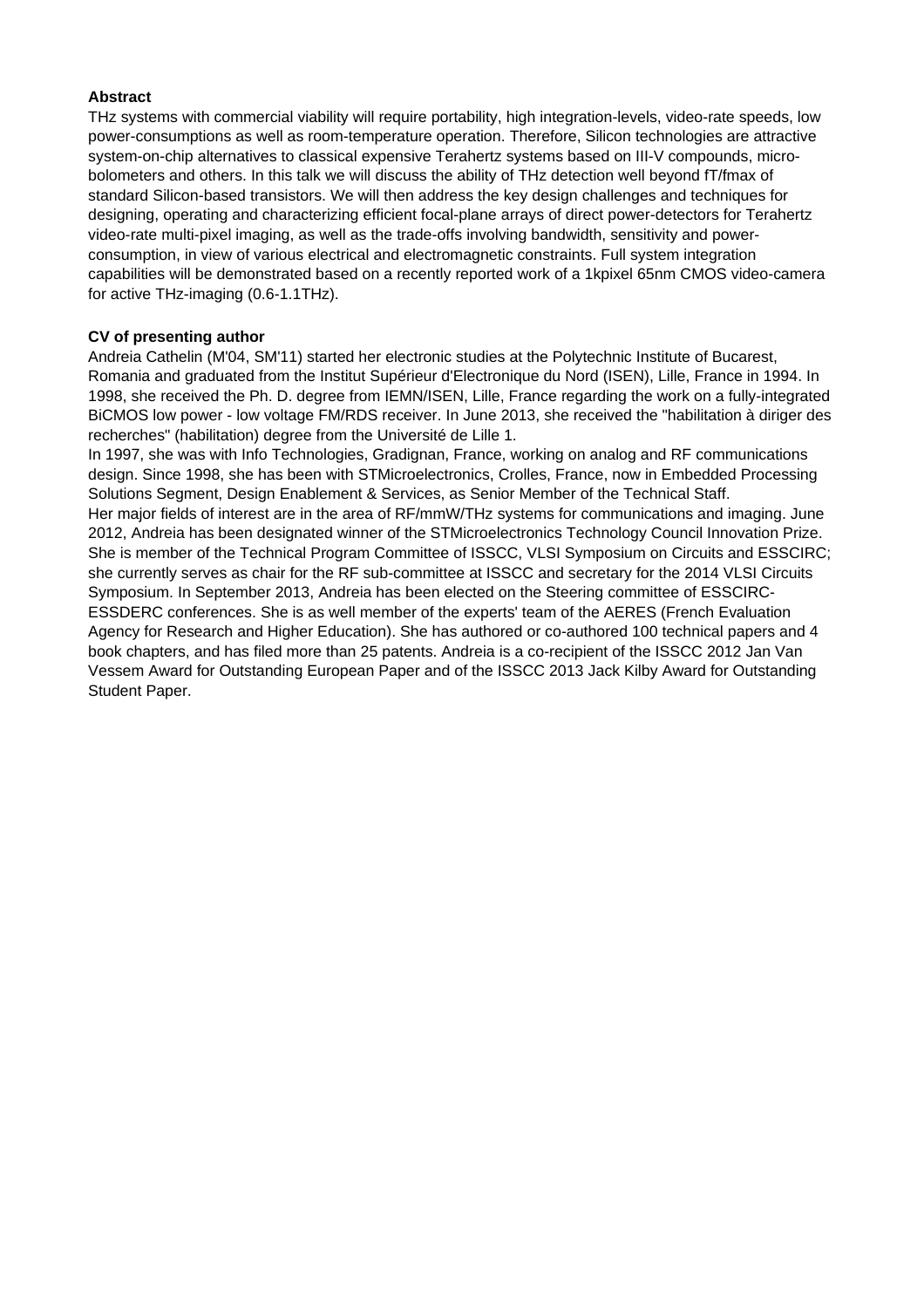**Abstract**

THz systems with commercial viability will require portability, high integration-levels, video-rate speeds, low power-consumptions as well as room-temperature operation. Therefore, Silicon technologies are attractive system-on-chip alternatives to classical expensive Terahertz systems based on III-V compounds, micro-bolometers and others. In this talk we will discuss the ability of THz detection well beyond fT/fmax of standard Silicon-based transistors. We will then address the key design challenges and techniques for designing, operating and characterizing efficient focal-plane arrays of direct power-detectors for Terahertz video-rate multi-pixel imaging, as well as the trade-offs involving bandwidth, sensitivity and power-consumption, in view of various electrical and electromagnetic constraints. Full system integration capabilities will be demonstrated based on a recently reported work of a 1kpixel 65nm CMOS video-camera for active THz-imaging (0.6-1.1THz).

**CV of presenting author**

Andreia Cathelin (M'04, SM'11) started her electronic studies at the Polytechnic Institute of Bucarest, Romania and graduated from the Institut Supérieur d'Electronique du Nord (ISEN), Lille, France in 1994. In 1998, she received the Ph. D. degree from IEMN/ISEN, Lille, France regarding the work on a fully-integrated BiCMOS low power - low voltage FM/RDS receiver. In June 2013, she received the "habilitation à diriger des recherches" (habilitation) degree from the Université de Lille 1.

In 1997, she was with Info Technologies, Gradignan, France, working on analog and RF communications design. Since 1998, she has been with STMicroelectronics, Crolles, France, now in Embedded Processing Solutions Segment, Design Enablement & Services, as Senior Member of the Technical Staff.

Her major fields of interest are in the area of RF/mmW/THz systems for communications and imaging. June 2012, Andreia has been designated winner of the STMicroelectronics Technology Council Innovation Prize. She is member of the Technical Program Committee of ISSCC, VLSI Symposium on Circuits and ESSCIRC; she currently serves as chair for the RF sub-committee at ISSCC and secretary for the 2014 VLSI Circuits Symposium. In September 2013, Andreia has been elected on the Steering committee of ESSCIRC-ESSDERC conferences. She is as well member of the experts' team of the AERES (French Evaluation Agency for Research and Higher Education). She has authored or co-authored 100 technical papers and 4 book chapters, and has filed more than 25 patents. Andreia is a co-recipient of the ISSCC 2012 Jan Van Vessem Award for Outstanding European Paper and of the ISSCC 2013 Jack Kilby Award for Outstanding Student Paper.